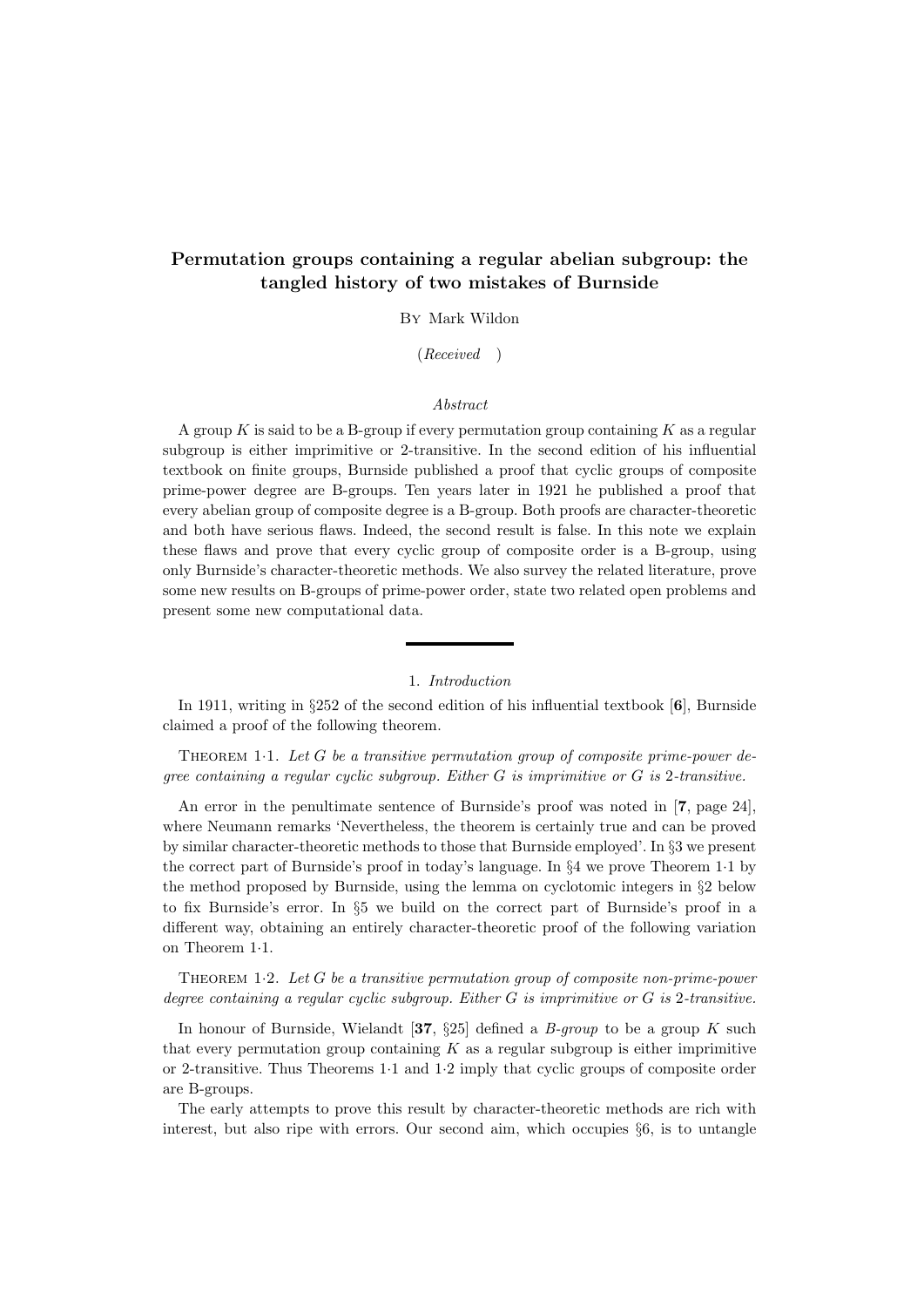# Permutation groups containing a regular abelian subgroup: the tangled history of two mistakes of Burnside

By Mark Wildon

(*Received* )

*Abstract*

A group $K$ is said to be a B-group if every permutation group containing $K$ as a regular subgroup is either imprimitive or 2-transitive. In the second edition of his influential textbook on finite groups, Burnside published a proof that cyclic groups of composite prime-power degree are B-groups. Ten years later in 1921 he published a proof that every abelian group of composite degree is a B-group. Both proofs are character-theoretic and both have serious flaws. Indeed, the second result is false. In this note we explain these flaws and prove that every cyclic group of composite order is a B-group, using only Burnside's character-theoretic methods. We also survey the related literature, prove some new results on B-groups of prime-power order, state two related open problems and present some new computational data.

## 1. *Introduction*

In 1911, writing in §252 of the second edition of his influential textbook [**6**], Burnside claimed a proof of the following theorem.

Theorem 1·1. *Let $G$ be a transitive permutation group of composite prime-power degree containing a regular cyclic subgroup. Either $G$ is imprimitive or $G$ is 2-transitive.*

An error in the penultimate sentence of Burnside's proof was noted in [**7**, page 24], where Neumann remarks 'Nevertheless, the theorem is certainly true and can be proved by similar character-theoretic methods to those that Burnside employed'. In §3 we present the correct part of Burnside's proof in today's language. In §4 we prove Theorem 1·1 by the method proposed by Burnside, using the lemma on cyclotomic integers in §2 below to fix Burnside's error. In §5 we build on the correct part of Burnside's proof in a different way, obtaining an entirely character-theoretic proof of the following variation on Theorem 1·1.

Theorem 1·2. *Let $G$ be a transitive permutation group of composite non-prime-power degree containing a regular cyclic subgroup. Either $G$ is imprimitive or $G$ is 2-transitive.*

In honour of Burnside, Wielandt [**37**, §25] defined a *B-group* to be a group $K$ such that every permutation group containing $K$ as a regular subgroup is either imprimitive or 2-transitive. Thus Theorems 1·1 and 1·2 imply that cyclic groups of composite order are B-groups.

The early attempts to prove this result by character-theoretic methods are rich with interest, but also ripe with errors. Our second aim, which occupies §6, is to untangle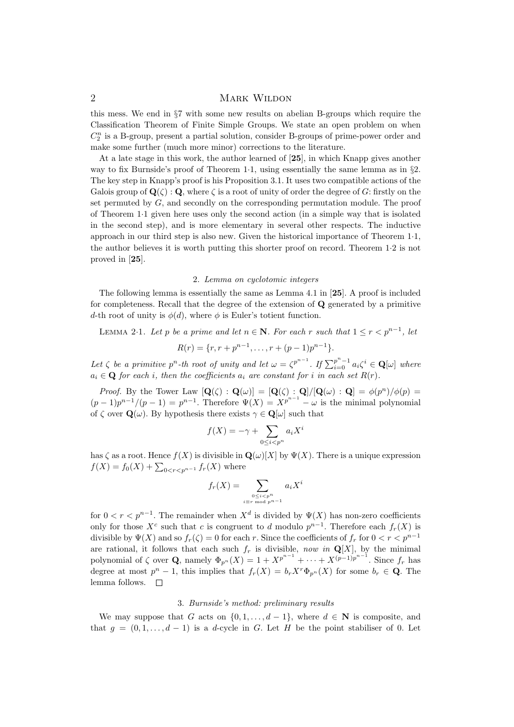this mess. We end in §7 with some new results on abelian B-groups which require the Classification Theorem of Finite Simple Groups. We state an open problem on when $C_2^n$ is a B-group, present a partial solution, consider B-groups of prime-power order and make some further (much more minor) corrections to the literature.

At a late stage in this work, the author learned of [**25**], in which Knapp gives another way to fix Burnside's proof of Theorem 1·1, using essentially the same lemma as in §2. The key step in Knapp's proof is his Proposition 3.1. It uses two compatible actions of the Galois group of $\mathbf{Q}(\zeta) : \mathbf{Q}$, where $\zeta$ is a root of unity of order the degree of $G$: firstly on the set permuted by $G$, and secondly on the corresponding permutation module. The proof of Theorem 1·1 given here uses only the second action (in a simple way that is isolated in the second step), and is more elementary in several other respects. The inductive approach in our third step is also new. Given the historical importance of Theorem 1·1, the author believes it is worth putting this shorter proof on record. Theorem 1·2 is not proved in [**25**].

## 2. *Lemma on cyclotomic integers*

The following lemma is essentially the same as Lemma 4.1 in [**25**]. A proof is included for completeness. Recall that the degree of the extension of $\mathbf{Q}$ generated by a primitive $d$-th root of unity is $\phi(d)$, where $\phi$ is Euler's totient function.

LEMMA 2·1. *Let $p$ be a prime and let $n \in \mathbf{N}$. For each $r$ such that $1 \le r < p^{n-1}$, let*

$$R(r) = \{r, r + p^{n-1}, \ldots, r + (p-1)p^{n-1}\}.$$

*Let $\zeta$ be a primitive $p^n$-th root of unity and let $\omega = \zeta^{p^{n-1}}$. If $\sum_{i=0}^{p^n-1} a_i \zeta^i \in \mathbf{Q}[\omega]$ where $a_i \in \mathbf{Q}$ for each $i$, then the coefficients $a_i$ are constant for $i$ in each set $R(r)$.*

*Proof.* By the Tower Law $[\mathbf{Q}(\zeta) : \mathbf{Q}(\omega)] = [\mathbf{Q}(\zeta) : \mathbf{Q}]/[\mathbf{Q}(\omega) : \mathbf{Q}] = \phi(p^n)/\phi(p) = (p-1)p^{n-1}/(p-1) = p^{n-1}$. Therefore $\Psi(X) = X^{p^{n-1}} - \omega$ is the minimal polynomial of $\zeta$ over $\mathbf{Q}(\omega)$. By hypothesis there exists $\gamma \in \mathbf{Q}[\omega]$ such that

$$f(X) = -\gamma + \sum_{0 \le i < p^n} a_i X^i$$

has $\zeta$ as a root. Hence $f(X)$ is divisible in $\mathbf{Q}(\omega)[X]$ by $\Psi(X)$. There is a unique expression $f(X) = f_0(X) + \sum_{0<r<p^{n-1}} f_r(X)$ where

$$f_r(X) = \sum_{\substack{0 \le i < p^n \\ i \equiv r \bmod p^{n-1}}} a_i X^i$$

for $0 < r < p^{n-1}$. The remainder when $X^d$ is divided by $\Psi(X)$ has non-zero coefficients only for those $X^c$ such that $c$ is congruent to $d$ modulo $p^{n-1}$. Therefore each $f_r(X)$ is divisible by $\Psi(X)$ and so $f_r(\zeta) = 0$ for each $r$. Since the coefficients of $f_r$ for $0 < r < p^{n-1}$ are rational, it follows that each such $f_r$ is divisible, *now in* $\mathbf{Q}[X]$, by the minimal polynomial of $\zeta$ over $\mathbf{Q}$, namely $\Phi_{p^n}(X) = 1 + X^{p^{n-1}} + \cdots + X^{(p-1)p^{n-1}}$. Since $f_r$ has degree at most $p^n - 1$, this implies that $f_r(X) = b_r X^r \Phi_{p^n}(X)$ for some $b_r \in \mathbf{Q}$. The lemma follows. □

## 3. *Burnside's method: preliminary results*

We may suppose that $G$ acts on $\{0, 1, \ldots, d-1\}$, where $d \in \mathbf{N}$ is composite, and that $g = (0, 1, \ldots, d-1)$ is a $d$-cycle in $G$. Let $H$ be the point stabiliser of 0. Let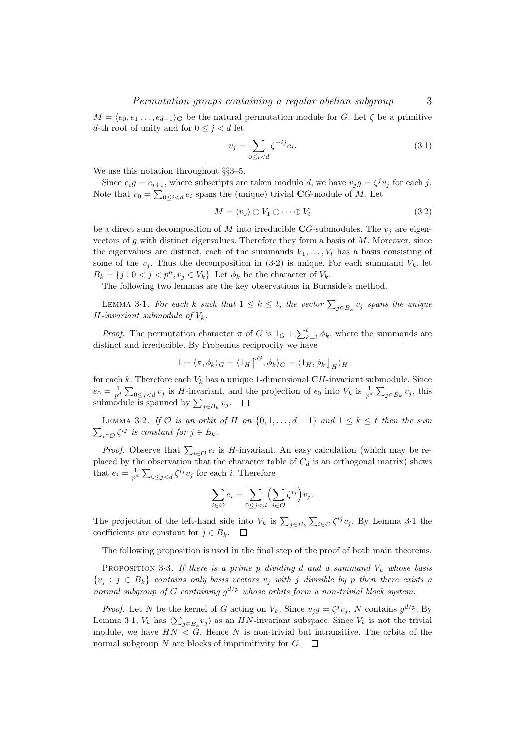$M = \langle e_0, e_1 \ldots, e_{d-1}\rangle_{\mathbf{C}}$ be the natural permutation module for $G$. Let $\zeta$ be a primitive $d$-th root of unity and for $0 \le j < d$ let

$$v_j = \sum_{0 \le i < d} \zeta^{-ij} e_i. \tag{3·1}$$

We use this notation throughout §§3–5.

Since $e_i g = e_{i+1}$, where subscripts are taken modulo $d$, we have $v_j g = \zeta^j v_j$ for each $j$. Note that $v_0 = \sum_{0 \le i < d} e_i$ spans the (unique) trivial $\mathbf{C}G$-module of $M$. Let

$$M = \langle v_0 \rangle \oplus V_1 \oplus \cdots \oplus V_t \tag{3·2}$$

be a direct sum decomposition of $M$ into irreducible $\mathbf{C}G$-submodules. The $v_j$ are eigenvectors of $g$ with distinct eigenvalues. Therefore they form a basis of $M$. Moreover, since the eigenvalues are distinct, each of the summands $V_1, \ldots, V_t$ has a basis consisting of some of the $v_j$. Thus the decomposition in (3·2) is unique. For each summand $V_k$, let $B_k = \{j : 0 < j < p^n, v_j \in V_k\}$. Let $\phi_k$ be the character of $V_k$.

The following two lemmas are the key observations in Burnside's method.

Lemma 3·1. *For each $k$ such that $1 \le k \le t$, the vector $\sum_{j \in B_k} v_j$ spans the unique $H$-invariant submodule of $V_k$.*

*Proof.* The permutation character $\pi$ of $G$ is $1_G + \sum_{k=1}^{t} \phi_k$, where the summands are distinct and irreducible. By Frobenius reciprocity we have

$$1 = \langle \pi, \phi_k \rangle_G = \langle 1_H {\big\uparrow}^G, \phi_k \rangle_G = \langle 1_H, \phi_k {\big\downarrow}_H \rangle_H$$

for each $k$. Therefore each $V_k$ has a unique 1-dimensional $\mathbf{C}H$-invariant submodule. Since $e_0 = \frac{1}{p^d} \sum_{0 \le j < d} v_j$ is $H$-invariant, and the projection of $e_0$ into $V_k$ is $\frac{1}{p^d} \sum_{j \in B_k} v_j$, this submodule is spanned by $\sum_{j \in B_k} v_j$. □

Lemma 3·2. *If $\mathcal{O}$ is an orbit of $H$ on $\{0, 1, \ldots, d-1\}$ and $1 \le k \le t$ then the sum $\sum_{i \in \mathcal{O}} \zeta^{ij}$ is constant for $j \in B_k$.*

*Proof.* Observe that $\sum_{i \in \mathcal{O}} e_i$ is $H$-invariant. An easy calculation (which may be replaced by the observation that the character table of $C_d$ is an orthogonal matrix) shows that $e_i = \frac{1}{p^d} \sum_{0 \le j < d} \zeta^{ij} v_j$ for each $i$. Therefore

$$\sum_{i \in \mathcal{O}} e_i = \sum_{0 \le j < d} \Big( \sum_{i \in \mathcal{O}} \zeta^{ij} \Big) v_j.$$

The projection of the left-hand side into $V_k$ is $\sum_{j \in B_k} \sum_{i \in \mathcal{O}} \zeta^{ij} v_j$. By Lemma 3·1 the coefficients are constant for $j \in B_k$. □

The following proposition is used in the final step of the proof of both main theorems.

Proposition 3·3. *If there is a prime $p$ dividing $d$ and a summand $V_k$ whose basis $\{v_j : j \in B_k\}$ contains only basis vectors $v_j$ with $j$ divisible by $p$ then there exists a normal subgroup of $G$ containing $g^{d/p}$ whose orbits form a non-trivial block system.*

*Proof.* Let $N$ be the kernel of $G$ acting on $V_k$. Since $v_j g = \zeta^j v_j$, $N$ contains $g^{d/p}$. By Lemma 3·1, $V_k$ has $\langle \sum_{j \in B_k} v_j \rangle$ as an $HN$-invariant subspace. Since $V_k$ is not the trivial module, we have $HN < G$. Hence $N$ is non-trivial but intransitive. The orbits of the normal subgroup $N$ are blocks of imprimitivity for $G$. □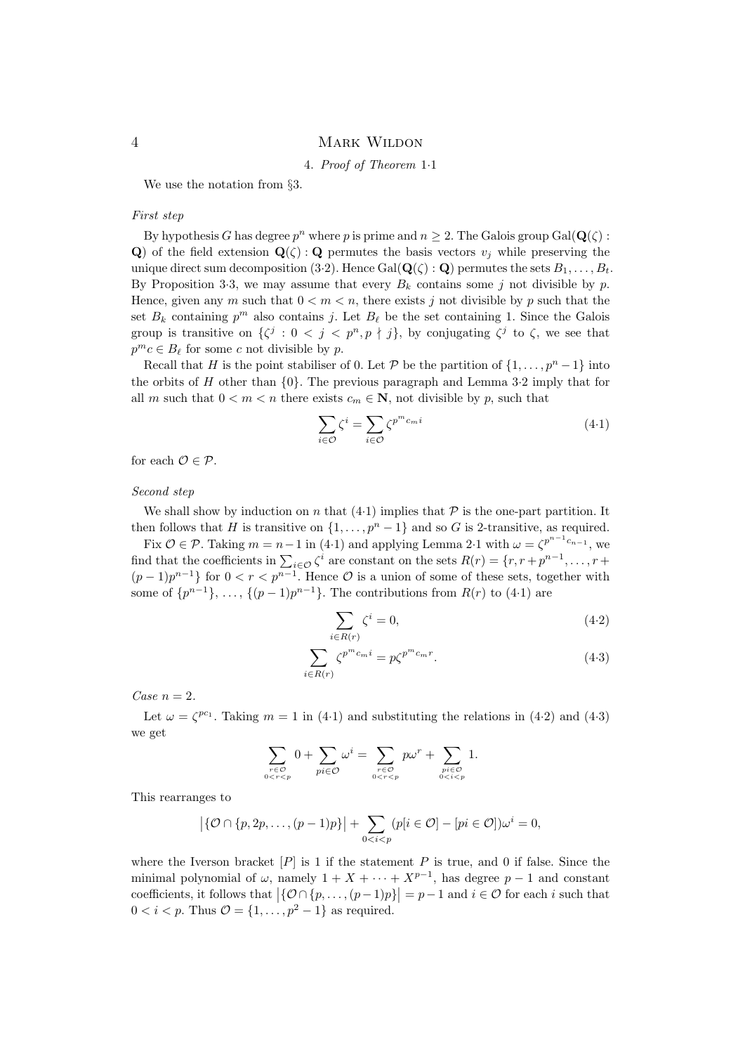## 4. *Proof of Theorem* 1·1

We use the notation from §3.

*First step*

By hypothesis $G$ has degree $p^n$ where $p$ is prime and $n \geq 2$. The Galois group $\mathrm{Gal}(\mathbf{Q}(\zeta) : \mathbf{Q})$ of the field extension $\mathbf{Q}(\zeta) : \mathbf{Q}$ permutes the basis vectors $v_j$ while preserving the unique direct sum decomposition (3·2). Hence $\mathrm{Gal}(\mathbf{Q}(\zeta) : \mathbf{Q})$ permutes the sets $B_1, \ldots, B_t$. By Proposition 3·3, we may assume that every $B_k$ contains some $j$ not divisible by $p$. Hence, given any $m$ such that $0 < m < n$, there exists $j$ not divisible by $p$ such that the set $B_k$ containing $p^m$ also contains $j$. Let $B_\ell$ be the set containing 1. Since the Galois group is transitive on $\{\zeta^j : 0 < j < p^n, p \nmid j\}$, by conjugating $\zeta^j$ to $\zeta$, we see that $p^m c \in B_\ell$ for some $c$ not divisible by $p$.

Recall that $H$ is the point stabiliser of 0. Let $\mathcal{P}$ be the partition of $\{1, \ldots, p^n - 1\}$ into the orbits of $H$ other than $\{0\}$. The previous paragraph and Lemma 3·2 imply that for all $m$ such that $0 < m < n$ there exists $c_m \in \mathbf{N}$, not divisible by $p$, such that

$$\sum_{i \in \mathcal{O}} \zeta^i = \sum_{i \in \mathcal{O}} \zeta^{p^m c_m i} \tag{4·1}$$

for each $\mathcal{O} \in \mathcal{P}$.

*Second step*

We shall show by induction on $n$ that (4·1) implies that $\mathcal{P}$ is the one-part partition. It then follows that $H$ is transitive on $\{1, \ldots, p^n - 1\}$ and so $G$ is 2-transitive, as required.

Fix $\mathcal{O} \in \mathcal{P}$. Taking $m = n-1$ in (4·1) and applying Lemma 2·1 with $\omega = \zeta^{p^{n-1}c_{n-1}}$, we find that the coefficients in $\sum_{i \in \mathcal{O}} \zeta^i$ are constant on the sets $R(r) = \{r, r + p^{n-1}, \ldots, r + (p-1)p^{n-1}\}$ for $0 < r < p^{n-1}$. Hence $\mathcal{O}$ is a union of some of these sets, together with some of $\{p^{n-1}\}, \ldots, \{(p-1)p^{n-1}\}$. The contributions from $R(r)$ to (4·1) are

$$\sum_{i \in R(r)} \zeta^i = 0, \tag{4·2}$$

$$\sum_{i \in R(r)} \zeta^{p^m c_m i} = p\zeta^{p^m c_m r}. \tag{4·3}$$

*Case* $n = 2$.

Let $\omega = \zeta^{pc_1}$. Taking $m = 1$ in (4·1) and substituting the relations in (4·2) and (4·3) we get

$$\sum_{\substack{r \in \mathcal{O} \\ 0 < r < p}} 0 + \sum_{pi \in \mathcal{O}} \omega^i = \sum_{\substack{r \in \mathcal{O} \\ 0 < r < p}} p\omega^r + \sum_{\substack{pi \in \mathcal{O} \\ 0 < i < p}} 1.$$

This rearranges to

$$\big|\{\mathcal{O} \cap \{p, 2p, \ldots, (p-1)p\}\big| + \sum_{0 < i < p} (p[i \in \mathcal{O}] - [pi \in \mathcal{O}])\omega^i = 0,$$

where the Iverson bracket $[P]$ is 1 if the statement $P$ is true, and 0 if false. Since the minimal polynomial of $\omega$, namely $1 + X + \cdots + X^{p-1}$, has degree $p-1$ and constant coefficients, it follows that $\big|\{\mathcal{O} \cap \{p, \ldots, (p-1)p\}\big| = p-1$ and $i \in \mathcal{O}$ for each $i$ such that $0 < i < p$. Thus $\mathcal{O} = \{1, \ldots, p^2 - 1\}$ as required.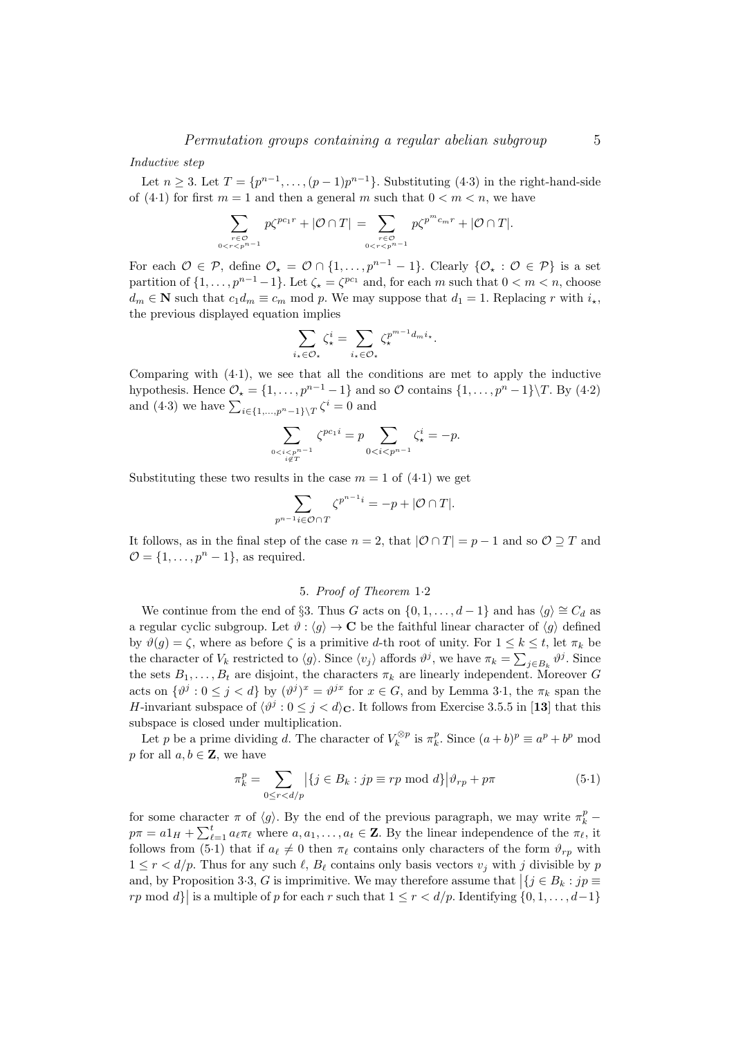*Inductive step*

Let $n \geq 3$. Let $T = \{p^{n-1}, \ldots, (p-1)p^{n-1}\}$. Substituting (4·3) in the right-hand-side of (4·1) for first $m = 1$ and then a general $m$ such that $0 < m < n$, we have

$$\sum_{\substack{r \in \mathcal{O} \\ 0 < r < p^{n-1}}} p\zeta^{pc_1 r} + |\mathcal{O} \cap T| = \sum_{\substack{r \in \mathcal{O} \\ 0 < r < p^{n-1}}} p\zeta^{p^m c_m r} + |\mathcal{O} \cap T|.$$

For each $\mathcal{O} \in \mathcal{P}$, define $\mathcal{O}_\star = \mathcal{O} \cap \{1, \ldots, p^{n-1} - 1\}$. Clearly $\{\mathcal{O}_\star : \mathcal{O} \in \mathcal{P}\}$ is a set partition of $\{1, \ldots, p^{n-1} - 1\}$. Let $\zeta_\star = \zeta^{pc_1}$ and, for each $m$ such that $0 < m < n$, choose $d_m \in \mathbf{N}$ such that $c_1 d_m \equiv c_m \bmod p$. We may suppose that $d_1 = 1$. Replacing $r$ with $i_\star$, the previous displayed equation implies

$$\sum_{i_\star \in \mathcal{O}_\star} \zeta_\star^i = \sum_{i_\star \in \mathcal{O}_\star} \zeta_\star^{p^{m-1} d_m i_\star}.$$

Comparing with (4·1), we see that all the conditions are met to apply the inductive hypothesis. Hence $\mathcal{O}_\star = \{1, \ldots, p^{n-1} - 1\}$ and so $\mathcal{O}$ contains $\{1, \ldots, p^n - 1\} \backslash T$. By (4·2) and (4·3) we have $\sum_{i \in \{1, \ldots, p^n - 1\} \backslash T} \zeta^i = 0$ and

$$\sum_{\substack{0 < i < p^{n-1} \\ i \notin T}} \zeta^{pc_1 i} = p \sum_{0 < i < p^{n-1}} \zeta_\star^i = -p.$$

Substituting these two results in the case $m = 1$ of (4·1) we get

$$\sum_{p^{n-1} i \in \mathcal{O} \cap T} \zeta^{p^{n-1} i} = -p + |\mathcal{O} \cap T|.$$

It follows, as in the final step of the case $n = 2$, that $|\mathcal{O} \cap T| = p - 1$ and so $\mathcal{O} \supseteq T$ and $\mathcal{O} = \{1, \ldots, p^n - 1\}$, as required.

## 5. *Proof of Theorem 1·2*

We continue from the end of §3. Thus $G$ acts on $\{0, 1, \ldots, d-1\}$ and has $\langle g \rangle \cong C_d$ as a regular cyclic subgroup. Let $\vartheta : \langle g \rangle \to \mathbf{C}$ be the faithful linear character of $\langle g \rangle$ defined by $\vartheta(g) = \zeta$, where as before $\zeta$ is a primitive $d$-th root of unity. For $1 \leq k \leq t$, let $\pi_k$ be the character of $V_k$ restricted to $\langle g \rangle$. Since $\langle v_j \rangle$ affords $\vartheta^j$, we have $\pi_k = \sum_{j \in B_k} \vartheta^j$. Since the sets $B_1, \ldots, B_t$ are disjoint, the characters $\pi_k$ are linearly independent. Moreover $G$ acts on $\{\vartheta^j : 0 \leq j < d\}$ by $(\vartheta^j)^x = \vartheta^{jx}$ for $x \in G$, and by Lemma 3·1, the $\pi_k$ span the $H$-invariant subspace of $\langle \vartheta^j : 0 \leq j < d \rangle_{\mathbf{C}}$. It follows from Exercise 3.5.5 in [**13**] that this subspace is closed under multiplication.

Let $p$ be a prime dividing $d$. The character of $V_k^{\otimes p}$ is $\pi_k^p$. Since $(a+b)^p \equiv a^p + b^p \bmod p$ for all $a, b \in \mathbf{Z}$, we have

$$\pi_k^p = \sum_{0 \leq r < d/p} \big|\{j \in B_k : jp \equiv rp \bmod d\}\big| \vartheta_{rp} + p\pi \tag{5·1}$$

for some character $\pi$ of $\langle g \rangle$. By the end of the previous paragraph, we may write $\pi_k^p - p\pi = a1_H + \sum_{\ell=1}^t a_\ell \pi_\ell$ where $a, a_1, \ldots, a_t \in \mathbf{Z}$. By the linear independence of the $\pi_\ell$, it follows from (5·1) that if $a_\ell \neq 0$ then $\pi_\ell$ contains only characters of the form $\vartheta_{rp}$ with $1 \leq r < d/p$. Thus for any such $\ell$, $B_\ell$ contains only basis vectors $v_j$ with $j$ divisible by $p$ and, by Proposition 3·3, $G$ is imprimitive. We may therefore assume that $\big|\{j \in B_k : jp \equiv rp \bmod d\}\big|$ is a multiple of $p$ for each $r$ such that $1 \leq r < d/p$. Identifying $\{0, 1, \ldots, d-1\}$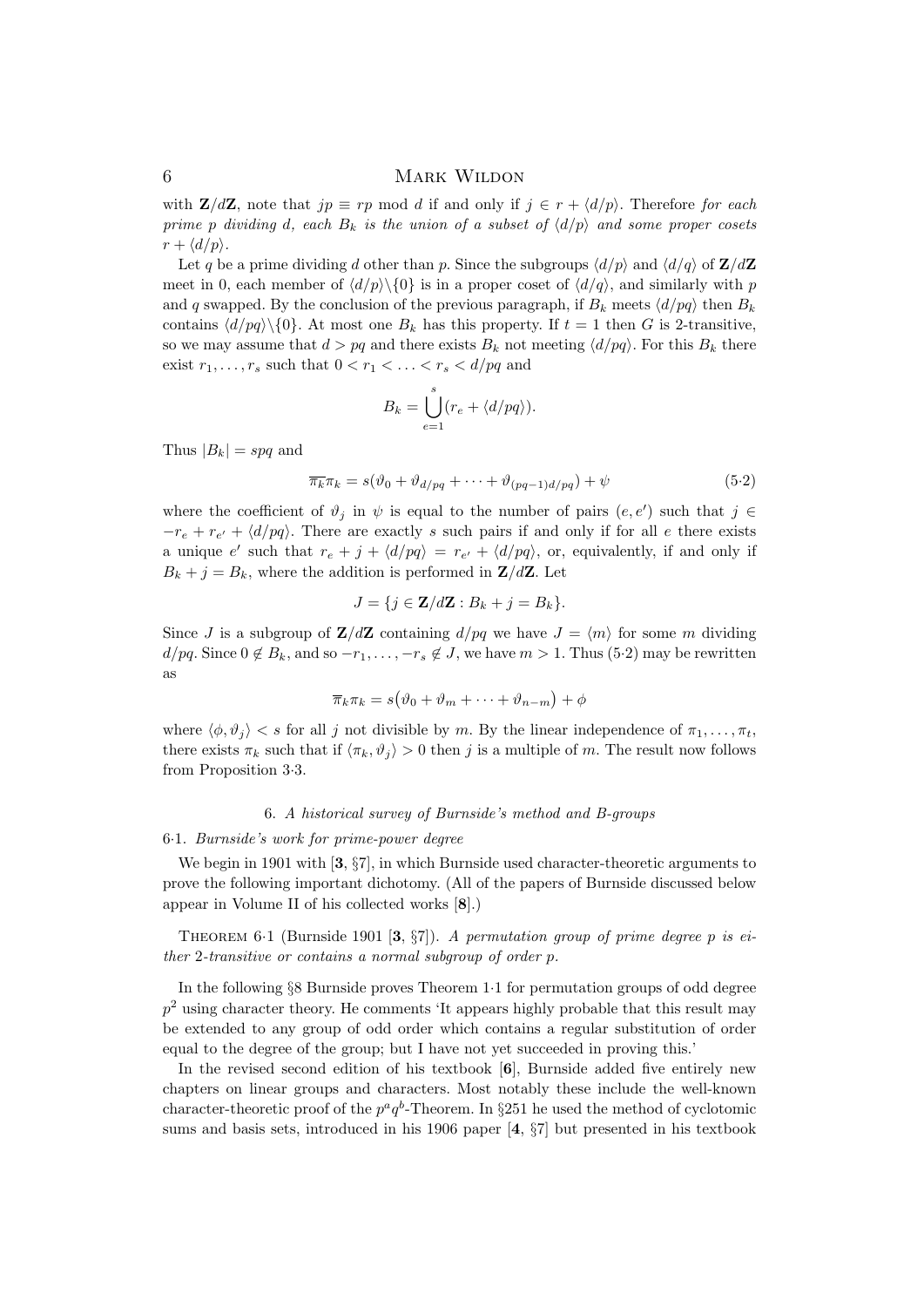with $\mathbf{Z}/d\mathbf{Z}$, note that $jp \equiv rp \bmod d$ if and only if $j \in r + \langle d/p \rangle$. Therefore *for each prime $p$ dividing $d$, each $B_k$ is the union of a subset of $\langle d/p \rangle$ and some proper cosets $r + \langle d/p \rangle$.*

Let $q$ be a prime dividing $d$ other than $p$. Since the subgroups $\langle d/p \rangle$ and $\langle d/q \rangle$ of $\mathbf{Z}/d\mathbf{Z}$ meet in 0, each member of $\langle d/p \rangle \backslash \{0\}$ is in a proper coset of $\langle d/q \rangle$, and similarly with $p$ and $q$ swapped. By the conclusion of the previous paragraph, if $B_k$ meets $\langle d/pq \rangle$ then $B_k$ contains $\langle d/pq \rangle \backslash \{0\}$. At most one $B_k$ has this property. If $t = 1$ then $G$ is 2-transitive, so we may assume that $d > pq$ and there exists $B_k$ not meeting $\langle d/pq \rangle$. For this $B_k$ there exist $r_1, \ldots, r_s$ such that $0 < r_1 < \ldots < r_s < d/pq$ and

$$B_k = \bigcup_{e=1}^{s} (r_e + \langle d/pq \rangle).$$

Thus $|B_k| = spq$ and

$$\overline{\pi_k}\pi_k = s(\vartheta_0 + \vartheta_{d/pq} + \cdots + \vartheta_{(pq-1)d/pq}) + \psi \tag{5·2}$$

where the coefficient of $\vartheta_j$ in $\psi$ is equal to the number of pairs $(e, e')$ such that $j \in -r_e + r_{e'} + \langle d/pq \rangle$. There are exactly $s$ such pairs if and only if for all $e$ there exists a unique $e'$ such that $r_e + j + \langle d/pq \rangle = r_{e'} + \langle d/pq \rangle$, or, equivalently, if and only if $B_k + j = B_k$, where the addition is performed in $\mathbf{Z}/d\mathbf{Z}$. Let

$$J = \{j \in \mathbf{Z}/d\mathbf{Z} : B_k + j = B_k\}.$$

Since $J$ is a subgroup of $\mathbf{Z}/d\mathbf{Z}$ containing $d/pq$ we have $J = \langle m \rangle$ for some $m$ dividing $d/pq$. Since $0 \notin B_k$, and so $-r_1, \ldots, -r_s \notin J$, we have $m > 1$. Thus (5·2) may be rewritten as

$$\overline{\pi}_k\pi_k = s\big(\vartheta_0 + \vartheta_m + \cdots + \vartheta_{n-m}\big) + \phi$$

where $\langle \phi, \vartheta_j \rangle < s$ for all $j$ not divisible by $m$. By the linear independence of $\pi_1, \ldots, \pi_t$, there exists $\pi_k$ such that if $\langle \pi_k, \vartheta_j \rangle > 0$ then $j$ is a multiple of $m$. The result now follows from Proposition 3·3.

## 6. *A historical survey of Burnside's method and B-groups*

### 6·1. *Burnside's work for prime-power degree*

We begin in 1901 with [**3**, §7], in which Burnside used character-theoretic arguments to prove the following important dichotomy. (All of the papers of Burnside discussed below appear in Volume II of his collected works [**8**].)

Theorem 6·1 (Burnside 1901 [**3**, §7]). *A permutation group of prime degree $p$ is either 2-transitive or contains a normal subgroup of order $p$.*

In the following §8 Burnside proves Theorem 1·1 for permutation groups of odd degree $p^2$ using character theory. He comments 'It appears highly probable that this result may be extended to any group of odd order which contains a regular substitution of order equal to the degree of the group; but I have not yet succeeded in proving this.'

In the revised second edition of his textbook [**6**], Burnside added five entirely new chapters on linear groups and characters. Most notably these include the well-known character-theoretic proof of the $p^aq^b$-Theorem. In §251 he used the method of cyclotomic sums and basis sets, introduced in his 1906 paper [**4**, §7] but presented in his textbook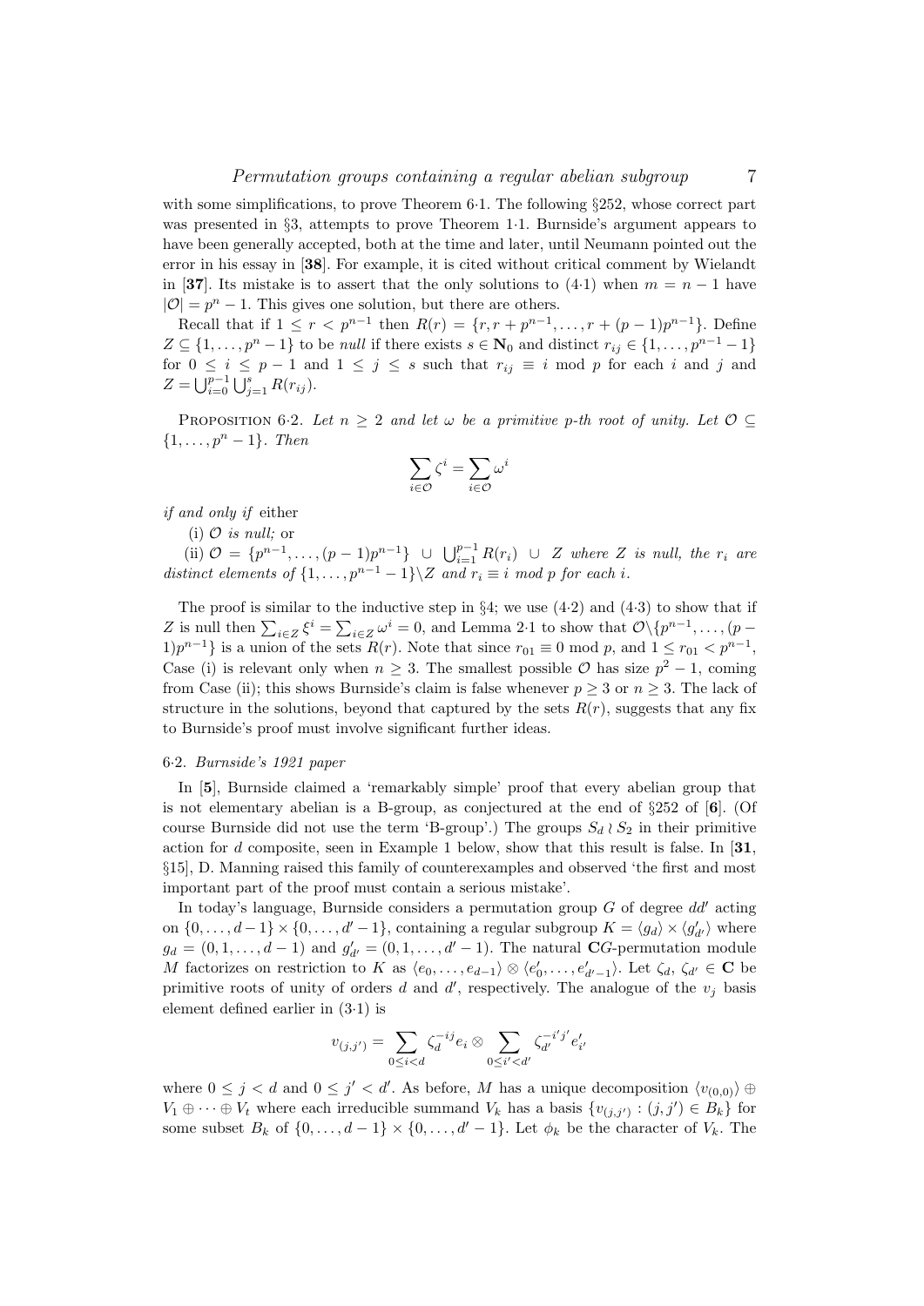with some simplifications, to prove Theorem 6·1. The following §252, whose correct part was presented in §3, attempts to prove Theorem 1·1. Burnside's argument appears to have been generally accepted, both at the time and later, until Neumann pointed out the error in his essay in [**38**]. For example, it is cited without critical comment by Wielandt in [**37**]. Its mistake is to assert that the only solutions to (4·1) when $m = n-1$ have $|\mathcal{O}| = p^n - 1$. This gives one solution, but there are others.

Recall that if $1 \le r < p^{n-1}$ then $R(r) = \{r, r+p^{n-1}, \ldots, r+(p-1)p^{n-1}\}$. Define $Z \subseteq \{1, \ldots, p^n - 1\}$ to be *null* if there exists $s \in \mathbf{N}_0$ and distinct $r_{ij} \in \{1, \ldots, p^{n-1}-1\}$ for $0 \le i \le p-1$ and $1 \le j \le s$ such that $r_{ij} \equiv i \bmod p$ for each $i$ and $j$ and $Z = \bigcup_{i=0}^{p-1} \bigcup_{j=1}^{s} R(r_{ij})$.

PROPOSITION 6·2. *Let $n \ge 2$ and let $\omega$ be a primitive $p$-th root of unity. Let $\mathcal{O} \subseteq \{1, \ldots, p^n - 1\}$. Then*

$$\sum_{i \in \mathcal{O}} \zeta^i = \sum_{i \in \mathcal{O}} \omega^i$$

*if and only if* either

(i) $\mathcal{O}$ *is null;* or

(ii) $\mathcal{O} = \{p^{n-1}, \ldots, (p-1)p^{n-1}\} \cup \bigcup_{i=1}^{p-1} R(r_i) \cup Z$ *where $Z$ is null, the $r_i$ are distinct elements of $\{1, \ldots, p^{n-1}-1\} \backslash Z$ and $r_i \equiv i$ mod $p$ for each $i$.*

The proof is similar to the inductive step in §4; we use (4·2) and (4·3) to show that if $Z$ is null then $\sum_{i \in Z} \xi^i = \sum_{i \in Z} \omega^i = 0$, and Lemma 2·1 to show that $\mathcal{O} \backslash \{p^{n-1}, \ldots, (p-1)p^{n-1}\}$ is a union of the sets $R(r)$. Note that since $r_{01} \equiv 0 \bmod p$, and $1 \le r_{01} < p^{n-1}$, Case (i) is relevant only when $n \ge 3$. The smallest possible $\mathcal{O}$ has size $p^2 - 1$, coming from Case (ii); this shows Burnside's claim is false whenever $p \ge 3$ or $n \ge 3$. The lack of structure in the solutions, beyond that captured by the sets $R(r)$, suggests that any fix to Burnside's proof must involve significant further ideas.

### 6·2. *Burnside's 1921 paper*

In [**5**], Burnside claimed a 'remarkably simple' proof that every abelian group that is not elementary abelian is a B-group, as conjectured at the end of §252 of [**6**]. (Of course Burnside did not use the term 'B-group'.) The groups $S_d \wr S_2$ in their primitive action for $d$ composite, seen in Example 1 below, show that this result is false. In [**31**, §15], D. Manning raised this family of counterexamples and observed 'the first and most important part of the proof must contain a serious mistake'.

In today's language, Burnside considers a permutation group $G$ of degree $dd'$ acting on $\{0, \ldots, d-1\} \times \{0, \ldots, d'-1\}$, containing a regular subgroup $K = \langle g_d \rangle \times \langle g'_{d'} \rangle$ where $g_d = (0, 1, \ldots, d-1)$ and $g'_{d'} = (0, 1, \ldots, d'-1)$. The natural $\mathbf{C}G$-permutation module $M$ factorizes on restriction to $K$ as $\langle e_0, \ldots, e_{d-1} \rangle \otimes \langle e'_0, \ldots, e'_{d'-1} \rangle$. Let $\zeta_d$, $\zeta_{d'} \in \mathbf{C}$ be primitive roots of unity of orders $d$ and $d'$, respectively. The analogue of the $v_j$ basis element defined earlier in (3·1) is

$$v_{(j,j')} = \sum_{0 \le i < d} \zeta_d^{-ij} e_i \otimes \sum_{0 \le i' < d'} \zeta_{d'}^{-i'j'} e'_{i'}$$

where $0 \le j < d$ and $0 \le j' < d'$. As before, $M$ has a unique decomposition $\langle v_{(0,0)} \rangle \oplus V_1 \oplus \cdots \oplus V_t$ where each irreducible summand $V_k$ has a basis $\{v_{(j,j')} : (j,j') \in B_k\}$ for some subset $B_k$ of $\{0, \ldots, d-1\} \times \{0, \ldots, d'-1\}$. Let $\phi_k$ be the character of $V_k$. The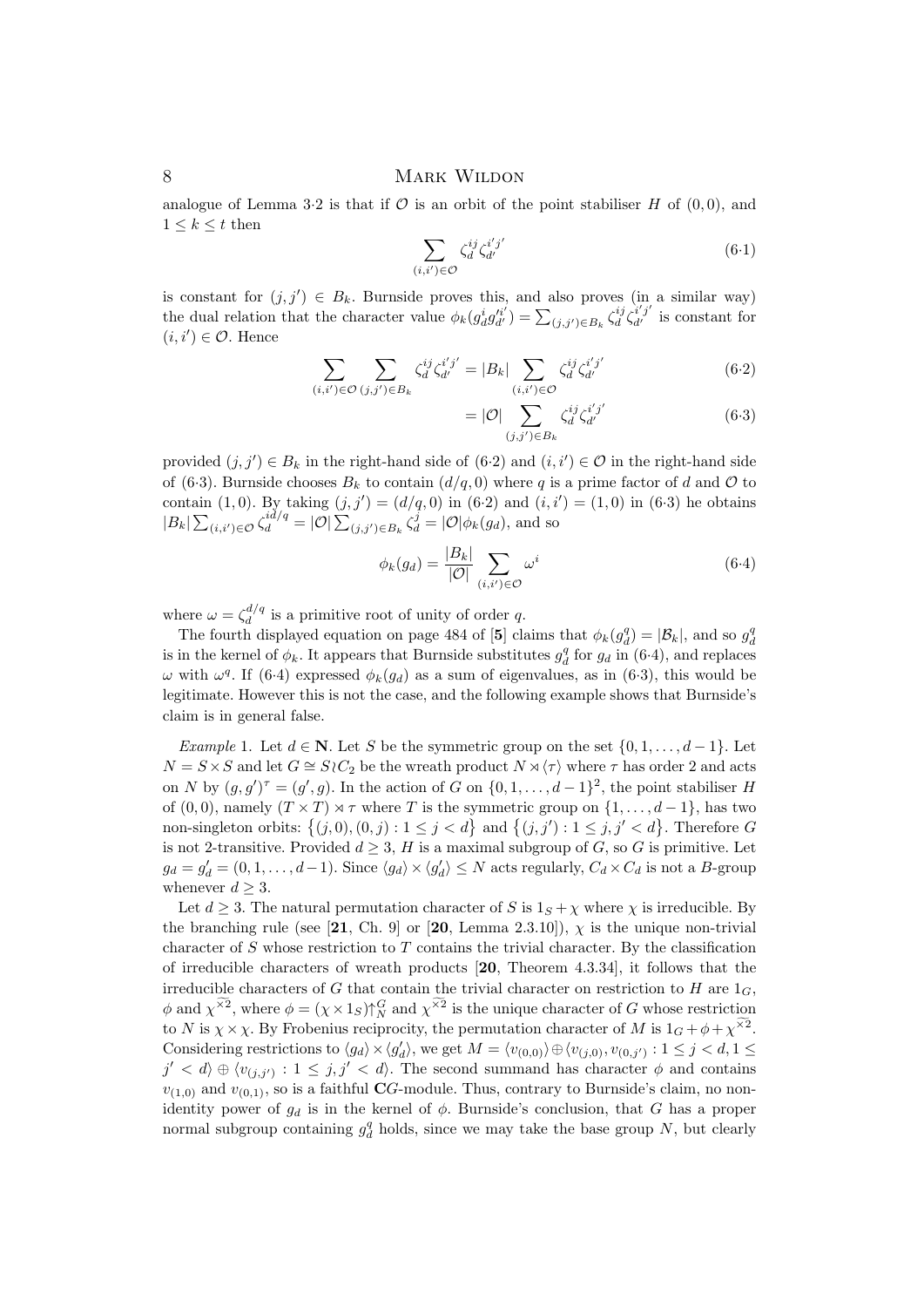analogue of Lemma 3·2 is that if $\mathcal{O}$ is an orbit of the point stabiliser $H$ of $(0,0)$, and $1 \le k \le t$ then

$$\sum_{(i,i')\in\mathcal{O}} \zeta_d^{ij}\zeta_{d'}^{i'j'} \tag{6·1}$$

is constant for $(j,j') \in B_k$. Burnside proves this, and also proves (in a similar way) the dual relation that the character value $\phi_k(g_d^i g_{d'}^{\prime i'}) = \sum_{(j,j')\in B_k} \zeta_d^{ij}\zeta_{d'}^{i'j'}$ is constant for $(i,i') \in \mathcal{O}$. Hence

$$\sum_{(i,i')\in\mathcal{O}} \sum_{(j,j')\in B_k} \zeta_d^{ij}\zeta_{d'}^{i'j'} = |B_k| \sum_{(i,i')\in\mathcal{O}} \zeta_d^{ij}\zeta_{d'}^{i'j'} \tag{6·2}$$

$$= |\mathcal{O}| \sum_{(j,j')\in B_k} \zeta_d^{ij}\zeta_{d'}^{i'j'} \tag{6·3}$$

provided $(j,j') \in B_k$ in the right-hand side of (6·2) and $(i,i') \in \mathcal{O}$ in the right-hand side of (6·3). Burnside chooses $B_k$ to contain $(d/q, 0)$ where $q$ is a prime factor of $d$ and $\mathcal{O}$ to contain $(1,0)$. By taking $(j,j') = (d/q, 0)$ in (6·2) and $(i,i') = (1,0)$ in (6·3) he obtains $|B_k| \sum_{(i,i')\in\mathcal{O}} \zeta_d^{id/q} = |\mathcal{O}| \sum_{(j,j')\in B_k} \zeta_d^j = |\mathcal{O}|\phi_k(g_d)$, and so

$$\phi_k(g_d) = \frac{|B_k|}{|\mathcal{O}|} \sum_{(i,i')\in\mathcal{O}} \omega^i \tag{6·4}$$

where $\omega = \zeta_d^{d/q}$ is a primitive root of unity of order $q$.

The fourth displayed equation on page 484 of [**5**] claims that $\phi_k(g_d^q) = |\mathcal{B}_k|$, and so $g_d^q$ is in the kernel of $\phi_k$. It appears that Burnside substitutes $g_d^q$ for $g_d$ in (6·4), and replaces $\omega$ with $\omega^q$. If (6·4) expressed $\phi_k(g_d)$ as a sum of eigenvalues, as in (6·3), this would be legitimate. However this is not the case, and the following example shows that Burnside's claim is in general false.

*Example* 1. Let $d \in \mathbf{N}$. Let $S$ be the symmetric group on the set $\{0,1,\ldots,d-1\}$. Let $N = S \times S$ and let $G \cong S \wr C_2$ be the wreath product $N \rtimes \langle \tau \rangle$ where $\tau$ has order 2 and acts on $N$ by $(g,g')^\tau = (g',g)$. In the action of $G$ on $\{0,1,\ldots,d-1\}^2$, the point stabiliser $H$ of $(0,0)$, namely $(T \times T) \rtimes \tau$ where $T$ is the symmetric group on $\{1,\ldots,d-1\}$, has two non-singleton orbits: $\{(j,0),(0,j) : 1 \le j < d\}$ and $\{(j,j') : 1 \le j, j' < d\}$. Therefore $G$ is not 2-transitive. Provided $d \ge 3$, $H$ is a maximal subgroup of $G$, so $G$ is primitive. Let $g_d = g_d' = (0,1,\ldots,d-1)$. Since $\langle g_d \rangle \times \langle g_d' \rangle \le N$ acts regularly, $C_d \times C_d$ is not a $B$-group whenever $d \ge 3$.

Let $d \ge 3$. The natural permutation character of $S$ is $1_S + \chi$ where $\chi$ is irreducible. By the branching rule (see [**21**, Ch. 9] or [**20**, Lemma 2.3.10]), $\chi$ is the unique non-trivial character of $S$ whose restriction to $T$ contains the trivial character. By the classification of irreducible characters of wreath products [**20**, Theorem 4.3.34], it follows that the irreducible characters of $G$ that contain the trivial character on restriction to $H$ are $1_G$, $\phi$ and $\widetilde{\chi^{\times 2}}$, where $\phi = (\chi \times 1_S)\big\uparrow_N^G$ and $\widetilde{\chi^{\times 2}}$ is the unique character of $G$ whose restriction to $N$ is $\chi \times \chi$. By Frobenius reciprocity, the permutation character of $M$ is $1_G + \phi + \widetilde{\chi^{\times 2}}$. Considering restrictions to $\langle g_d \rangle \times \langle g_d' \rangle$, we get $M = \langle v_{(0,0)} \rangle \oplus \langle v_{(j,0)}, v_{(0,j')} : 1 \le j < d, 1 \le j' < d \rangle \oplus \langle v_{(j,j')} : 1 \le j, j' < d \rangle$. The second summand has character $\phi$ and contains $v_{(1,0)}$ and $v_{(0,1)}$, so is a faithful $\mathbf{C}G$-module. Thus, contrary to Burnside's claim, no non-identity power of $g_d$ is in the kernel of $\phi$. Burnside's conclusion, that $G$ has a proper normal subgroup containing $g_d^q$ holds, since we may take the base group $N$, but clearly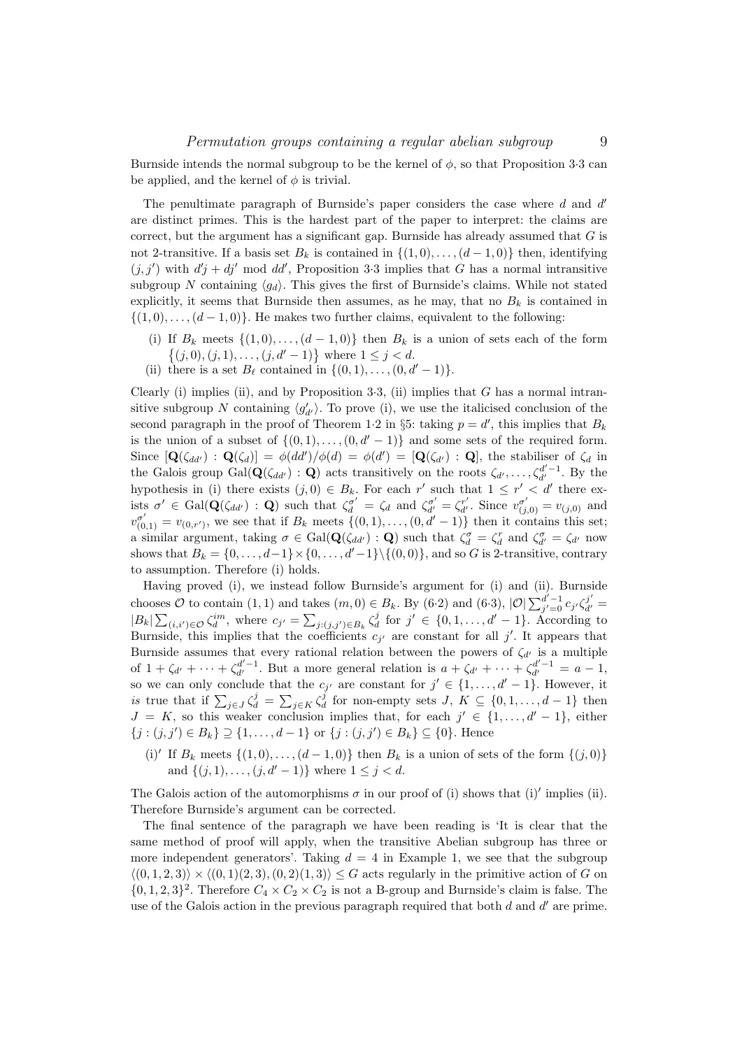Burnside intends the normal subgroup to be the kernel of $\phi$, so that Proposition 3·3 can be applied, and the kernel of $\phi$ is trivial.

The penultimate paragraph of Burnside's paper considers the case where $d$ and $d'$ are distinct primes. This is the hardest part of the paper to interpret: the claims are correct, but the argument has a significant gap. Burnside has already assumed that $G$ is not 2-transitive. If a basis set $B_k$ is contained in $\{(1,0),\ldots,(d-1,0)\}$ then, identifying $(j,j')$ with $d'j + dj'$ mod $dd'$, Proposition 3·3 implies that $G$ has a normal intransitive subgroup $N$ containing $\langle g_d \rangle$. This gives the first of Burnside's claims. While not stated explicitly, it seems that Burnside then assumes, as he may, that no $B_k$ is contained in $\{(1,0),\ldots,(d-1,0)\}$. He makes two further claims, equivalent to the following:

(i) If $B_k$ meets $\{(1,0),\ldots,(d-1,0)\}$ then $B_k$ is a union of sets each of the form $\{(j,0),(j,1),\ldots,(j,d'-1)\}$ where $1 \leq j < d$.

(ii) there is a set $B_\ell$ contained in $\{(0,1),\ldots,(0,d'-1)\}$.

Clearly (i) implies (ii), and by Proposition 3·3, (ii) implies that $G$ has a normal intransitive subgroup $N$ containing $\langle g'_{d'} \rangle$. To prove (i), we use the italicised conclusion of the second paragraph in the proof of Theorem 1·2 in §5: taking $p = d'$, this implies that $B_k$ is the union of a subset of $\{(0,1),\ldots,(0,d'-1)\}$ and some sets of the required form. Since $[\mathbf{Q}(\zeta_{dd'}) : \mathbf{Q}(\zeta_d)] = \phi(dd')/\phi(d) = \phi(d') = [\mathbf{Q}(\zeta_{d'}) : \mathbf{Q}]$, the stabiliser of $\zeta_d$ in the Galois group $\mathrm{Gal}(\mathbf{Q}(\zeta_{dd'}) : \mathbf{Q})$ acts transitively on the roots $\zeta_{d'},\ldots,\zeta_{d'}^{d'-1}$. By the hypothesis in (i) there exists $(j,0) \in B_k$. For each $r'$ such that $1 \leq r' < d'$ there exists $\sigma' \in \mathrm{Gal}(\mathbf{Q}(\zeta_{dd'}) : \mathbf{Q})$ such that $\zeta_d^{\sigma'} = \zeta_d$ and $\zeta_{d'}^{\sigma'} = \zeta_{d'}^{r'}$. Since $v_{(j,0)}^{\sigma'} = v_{(j,0)}$ and $v_{(0,1)}^{\sigma'} = v_{(0,r')}$, we see that if $B_k$ meets $\{(0,1),\ldots,(0,d'-1)\}$ then it contains this set; a similar argument, taking $\sigma \in \mathrm{Gal}(\mathbf{Q}(\zeta_{dd'}) : \mathbf{Q})$ such that $\zeta_d^\sigma = \zeta_d^r$ and $\zeta_{d'}^\sigma = \zeta_{d'}$ now shows that $B_k = \{0,\ldots,d-1\} \times \{0,\ldots,d'-1\} \backslash \{(0,0)\}$, and so $G$ is 2-transitive, contrary to assumption. Therefore (i) holds.

Having proved (i), we instead follow Burnside's argument for (i) and (ii). Burnside chooses $\mathcal{O}$ to contain $(1,1)$ and takes $(m,0) \in B_k$. By (6·2) and (6·3), $|\mathcal{O}| \sum_{j'=0}^{d'-1} c_{j'} \zeta_{d'}^{j'} = |B_k| \sum_{(i,i') \in \mathcal{O}} \zeta_d^{im}$, where $c_{j'} = \sum_{j:(j,j') \in B_k} \zeta_d^j$ for $j' \in \{0,1,\ldots,d'-1\}$. According to Burnside, this implies that the coefficients $c_{j'}$ are constant for all $j'$. It appears that Burnside assumes that every rational relation between the powers of $\zeta_{d'}$ is a multiple of $1 + \zeta_{d'} + \cdots + \zeta_{d'}^{d'-1}$. But a more general relation is $a + \zeta_{d'} + \cdots + \zeta_{d'}^{d'-1} = a - 1$, so we can only conclude that the $c_{j'}$ are constant for $j' \in \{1,\ldots,d'-1\}$. However, it *is* true that if $\sum_{j \in J} \zeta_d^j = \sum_{j \in K} \zeta_d^j$ for non-empty sets $J$, $K \subseteq \{0,1,\ldots,d-1\}$ then $J = K$, so this weaker conclusion implies that, for each $j' \in \{1,\ldots,d'-1\}$, either $\{j : (j,j') \in B_k\} \supseteq \{1,\ldots,d-1\}$ or $\{j : (j,j') \in B_k\} \subseteq \{0\}$. Hence

(i)$'$ If $B_k$ meets $\{(1,0),\ldots,(d-1,0)\}$ then $B_k$ is a union of sets of the form $\{(j,0)\}$ and $\{(j,1),\ldots,(j,d'-1)\}$ where $1 \leq j < d$.

The Galois action of the automorphisms $\sigma$ in our proof of (i) shows that (i)$'$ implies (ii). Therefore Burnside's argument can be corrected.

The final sentence of the paragraph we have been reading is 'It is clear that the same method of proof will apply, when the transitive Abelian subgroup has three or more independent generators'. Taking $d = 4$ in Example 1, we see that the subgroup $\langle (0,1,2,3) \rangle \times \langle (0,1)(2,3),(0,2)(1,3) \rangle \leq G$ acts regularly in the primitive action of $G$ on $\{0,1,2,3\}^2$. Therefore $C_4 \times C_2 \times C_2$ is not a B-group and Burnside's claim is false. The use of the Galois action in the previous paragraph required that both $d$ and $d'$ are prime.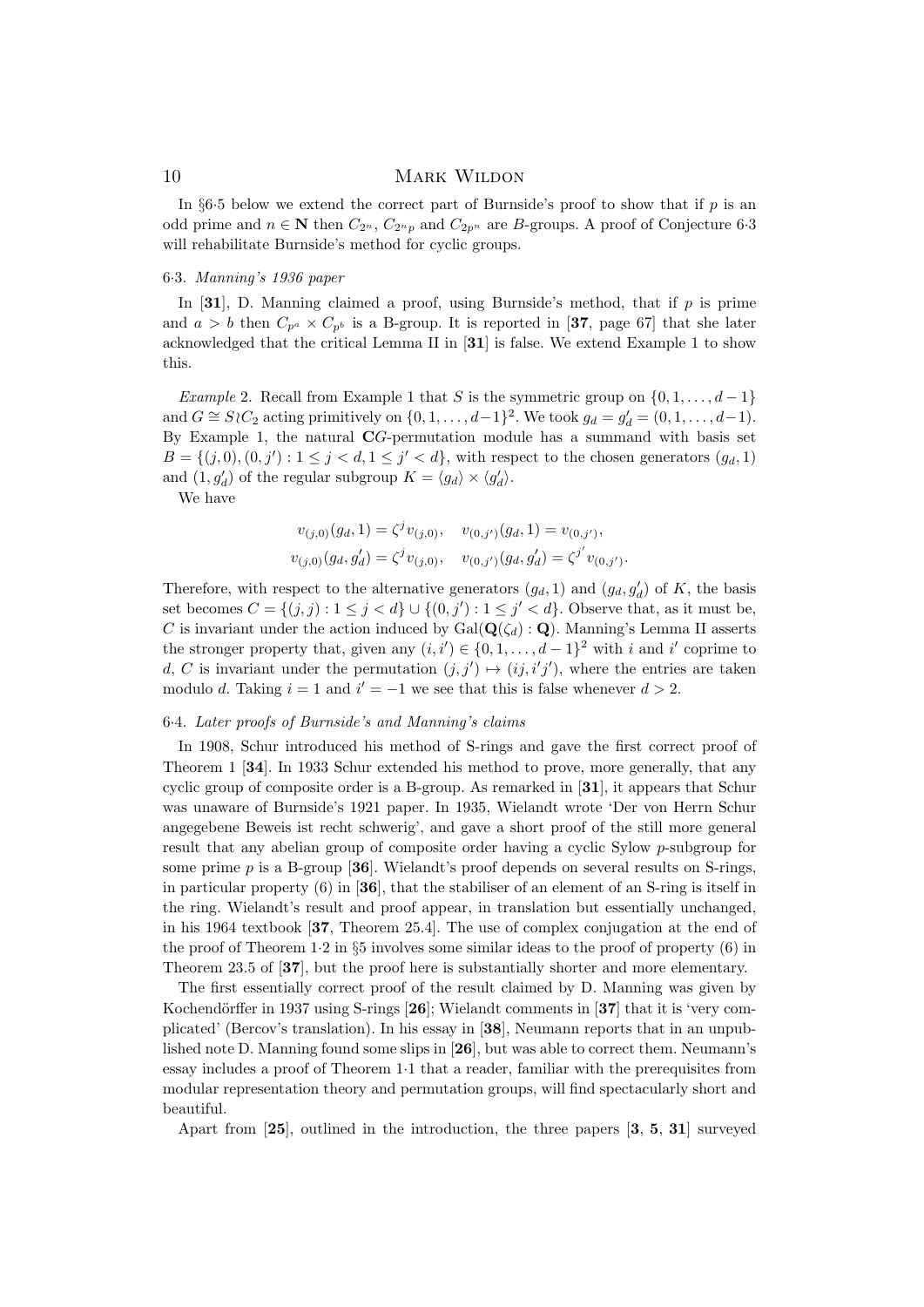In §6·5 below we extend the correct part of Burnside's proof to show that if $p$ is an odd prime and $n \in \mathbf{N}$ then $C_{2^n}$, $C_{2^n p}$ and $C_{2p^n}$ are $B$-groups. A proof of Conjecture 6·3 will rehabilitate Burnside's method for cyclic groups.

### 6·3. *Manning's 1936 paper*

In [**31**], D. Manning claimed a proof, using Burnside's method, that if $p$ is prime and $a > b$ then $C_{p^a} \times C_{p^b}$ is a B-group. It is reported in [**37**, page 67] that she later acknowledged that the critical Lemma II in [**31**] is false. We extend Example 1 to show this.

*Example* 2. Recall from Example 1 that $S$ is the symmetric group on $\{0, 1, \ldots, d-1\}$ and $G \cong S \wr C_2$ acting primitively on $\{0, 1, \ldots, d-1\}^2$. We took $g_d = g'_d = (0, 1, \ldots, d-1)$. By Example 1, the natural $\mathbf{C}G$-permutation module has a summand with basis set $B = \{(j, 0), (0, j') : 1 \le j < d, 1 \le j' < d\}$, with respect to the chosen generators $(g_d, 1)$ and $(1, g'_d)$ of the regular subgroup $K = \langle g_d \rangle \times \langle g'_d \rangle$.

We have

$$v_{(j,0)}(g_d, 1) = \zeta^j v_{(j,0)}, \quad v_{(0,j')}(g_d, 1) = v_{(0,j')},$$
$$v_{(j,0)}(g_d, g'_d) = \zeta^j v_{(j,0)}, \quad v_{(0,j')}(g_d, g'_d) = \zeta^{j'} v_{(0,j')}.$$

Therefore, with respect to the alternative generators $(g_d, 1)$ and $(g_d, g'_d)$ of $K$, the basis set becomes $C = \{(j, j) : 1 \le j < d\} \cup \{(0, j') : 1 \le j' < d\}$. Observe that, as it must be, $C$ is invariant under the action induced by $\mathrm{Gal}(\mathbf{Q}(\zeta_d) : \mathbf{Q})$. Manning's Lemma II asserts the stronger property that, given any $(i, i') \in \{0, 1, \ldots, d-1\}^2$ with $i$ and $i'$ coprime to $d$, $C$ is invariant under the permutation $(j, j') \mapsto (ij, i'j')$, where the entries are taken modulo $d$. Taking $i = 1$ and $i' = -1$ we see that this is false whenever $d > 2$.

### 6·4. *Later proofs of Burnside's and Manning's claims*

In 1908, Schur introduced his method of S-rings and gave the first correct proof of Theorem 1 [**34**]. In 1933 Schur extended his method to prove, more generally, that any cyclic group of composite order is a B-group. As remarked in [**31**], it appears that Schur was unaware of Burnside's 1921 paper. In 1935, Wielandt wrote 'Der von Herrn Schur angegebene Beweis ist recht schwerig', and gave a short proof of the still more general result that any abelian group of composite order having a cyclic Sylow $p$-subgroup for some prime $p$ is a B-group [**36**]. Wielandt's proof depends on several results on S-rings, in particular property (6) in [**36**], that the stabiliser of an element of an S-ring is itself in the ring. Wielandt's result and proof appear, in translation but essentially unchanged, in his 1964 textbook [**37**, Theorem 25.4]. The use of complex conjugation at the end of the proof of Theorem 1·2 in §5 involves some similar ideas to the proof of property (6) in Theorem 23.5 of [**37**], but the proof here is substantially shorter and more elementary.

The first essentially correct proof of the result claimed by D. Manning was given by Kochendörffer in 1937 using S-rings [**26**]; Wielandt comments in [**37**] that it is 'very complicated' (Bercov's translation). In his essay in [**38**], Neumann reports that in an unpublished note D. Manning found some slips in [**26**], but was able to correct them. Neumann's essay includes a proof of Theorem 1·1 that a reader, familiar with the prerequisites from modular representation theory and permutation groups, will find spectacularly short and beautiful.

Apart from [**25**], outlined in the introduction, the three papers [**3**, **5**, **31**] surveyed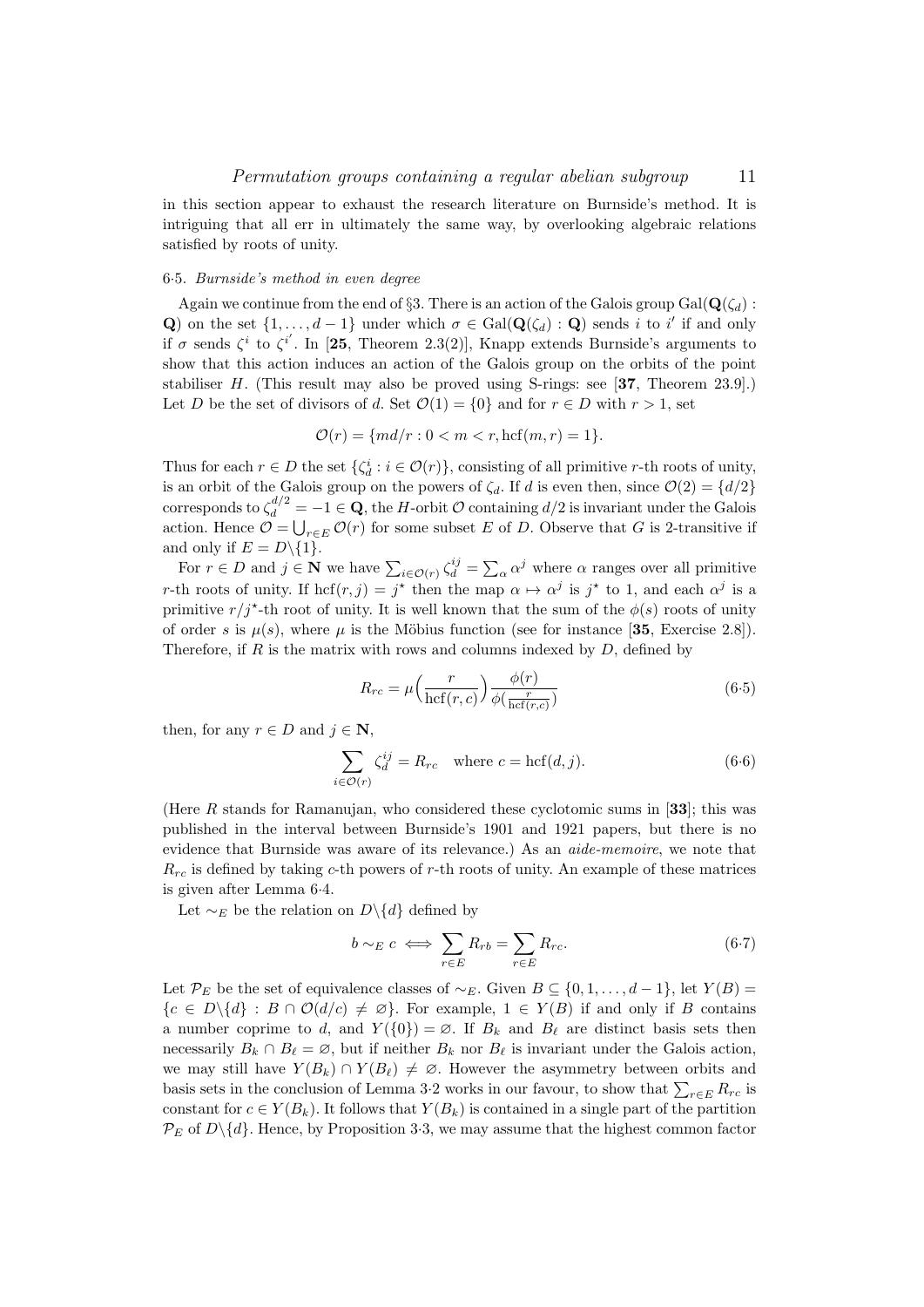in this section appear to exhaust the research literature on Burnside's method. It is intriguing that all err in ultimately the same way, by overlooking algebraic relations satisfied by roots of unity.

### 6·5. *Burnside's method in even degree*

Again we continue from the end of §3. There is an action of the Galois group $\mathrm{Gal}(\mathbf{Q}(\zeta_d) : \mathbf{Q})$ on the set $\{1, \ldots, d-1\}$ under which $\sigma \in \mathrm{Gal}(\mathbf{Q}(\zeta_d) : \mathbf{Q})$ sends $i$ to $i'$ if and only if $\sigma$ sends $\zeta^i$ to $\zeta^{i'}$. In [**25**, Theorem 2.3(2)], Knapp extends Burnside's arguments to show that this action induces an action of the Galois group on the orbits of the point stabiliser $H$. (This result may also be proved using S-rings: see [**37**, Theorem 23.9].) Let $D$ be the set of divisors of $d$. Set $\mathcal{O}(1) = \{0\}$ and for $r \in D$ with $r > 1$, set

$$\mathcal{O}(r) = \{md/r : 0 < m < r, \mathrm{hcf}(m, r) = 1\}.$$

Thus for each $r \in D$ the set $\{\zeta_d^i : i \in \mathcal{O}(r)\}$, consisting of all primitive $r$-th roots of unity, is an orbit of the Galois group on the powers of $\zeta_d$. If $d$ is even then, since $\mathcal{O}(2) = \{d/2\}$ corresponds to $\zeta_d^{d/2} = -1 \in \mathbf{Q}$, the $H$-orbit $\mathcal{O}$ containing $d/2$ is invariant under the Galois action. Hence $\mathcal{O} = \bigcup_{r \in E} \mathcal{O}(r)$ for some subset $E$ of $D$. Observe that $G$ is 2-transitive if and only if $E = D \backslash \{1\}$.

For $r \in D$ and $j \in \mathbf{N}$ we have $\sum_{i \in \mathcal{O}(r)} \zeta_d^{ij} = \sum_\alpha \alpha^j$ where $\alpha$ ranges over all primitive $r$-th roots of unity. If $\mathrm{hcf}(r, j) = j^\star$ then the map $\alpha \mapsto \alpha^j$ is $j^\star$ to 1, and each $\alpha^j$ is a primitive $r/j^\star$-th root of unity. It is well known that the sum of the $\phi(s)$ roots of unity of order $s$ is $\mu(s)$, where $\mu$ is the Möbius function (see for instance [**35**, Exercise 2.8]). Therefore, if $R$ is the matrix with rows and columns indexed by $D$, defined by

$$R_{rc} = \mu\Big(\frac{r}{\mathrm{hcf}(r,c)}\Big)\frac{\phi(r)}{\phi(\frac{r}{\mathrm{hcf}(r,c)})} \tag{6·5}$$

then, for any $r \in D$ and $j \in \mathbf{N}$,

$$\sum_{i \in \mathcal{O}(r)} \zeta_d^{ij} = R_{rc} \quad \text{where } c = \mathrm{hcf}(d, j). \tag{6·6}$$

(Here $R$ stands for Ramanujan, who considered these cyclotomic sums in [**33**]; this was published in the interval between Burnside's 1901 and 1921 papers, but there is no evidence that Burnside was aware of its relevance.) As an *aide-memoire*, we note that $R_{rc}$ is defined by taking $c$-th powers of $r$-th roots of unity. An example of these matrices is given after Lemma 6·4.

Let $\sim_E$ be the relation on $D \backslash \{d\}$ defined by

$$b \sim_E c \iff \sum_{r \in E} R_{rb} = \sum_{r \in E} R_{rc}. \tag{6·7}$$

Let $\mathcal{P}_E$ be the set of equivalence classes of $\sim_E$. Given $B \subseteq \{0, 1, \ldots, d-1\}$, let $Y(B) = \{c \in D \backslash \{d\} : B \cap \mathcal{O}(d/c) \neq \varnothing\}$. For example, $1 \in Y(B)$ if and only if $B$ contains a number coprime to $d$, and $Y(\{0\}) = \varnothing$. If $B_k$ and $B_\ell$ are distinct basis sets then necessarily $B_k \cap B_\ell = \varnothing$, but if neither $B_k$ nor $B_\ell$ is invariant under the Galois action, we may still have $Y(B_k) \cap Y(B_\ell) \neq \varnothing$. However the asymmetry between orbits and basis sets in the conclusion of Lemma 3·2 works in our favour, to show that $\sum_{r \in E} R_{rc}$ is constant for $c \in Y(B_k)$. It follows that $Y(B_k)$ is contained in a single part of the partition $\mathcal{P}_E$ of $D \backslash \{d\}$. Hence, by Proposition 3·3, we may assume that the highest common factor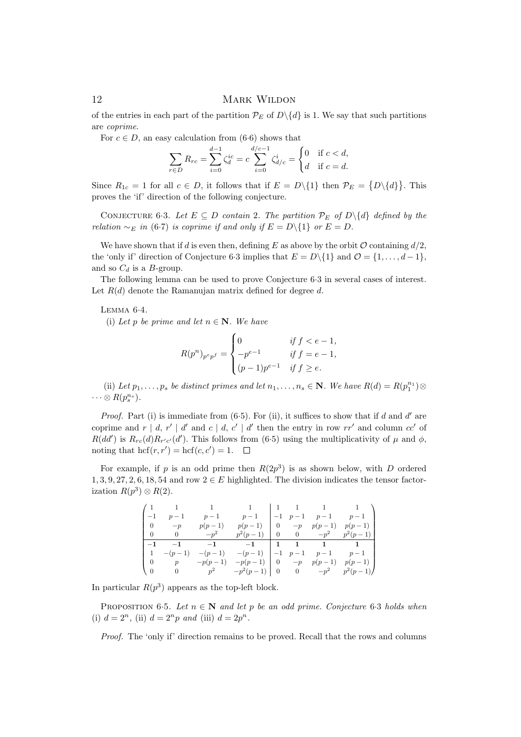of the entries in each part of the partition $\mathcal{P}_E$ of $D\backslash\{d\}$ is 1. We say that such partitions are *coprime*.

For $c \in D$, an easy calculation from (6·6) shows that

$$\sum_{r\in D} R_{rc} = \sum_{i=0}^{d-1} \zeta_d^{ic} = c \sum_{i=0}^{d/c-1} \zeta_{d/c}^{i} = \begin{cases} 0 & \text{if } c < d, \\ d & \text{if } c = d. \end{cases}$$

Since $R_{1c} = 1$ for all $c \in D$, it follows that if $E = D\backslash\{1\}$ then $\mathcal{P}_E = \{D\backslash\{d\}\}$. This proves the 'if' direction of the following conjecture.

CONJECTURE 6·3. *Let $E \subseteq D$ contain 2. The partition $\mathcal{P}_E$ of $D\backslash\{d\}$ defined by the relation $\sim_E$ in (6·7) is coprime if and only if $E = D\backslash\{1\}$ or $E = D$.*

We have shown that if $d$ is even then, defining $E$ as above by the orbit $\mathcal{O}$ containing $d/2$, the 'only if' direction of Conjecture 6·3 implies that $E = D\backslash\{1\}$ and $\mathcal{O} = \{1,\ldots,d-1\}$, and so $C_d$ is a $B$-group.

The following lemma can be used to prove Conjecture 6·3 in several cases of interest. Let $R(d)$ denote the Ramanujan matrix defined for degree $d$.

LEMMA 6·4.

(i) *Let $p$ be prime and let $n \in \mathbf{N}$. We have*

$$R(p^n)_{p^e p^f} = \begin{cases} 0 & \text{if } f < e-1, \\ -p^{e-1} & \text{if } f = e-1, \\ (p-1)p^{e-1} & \text{if } f \geq e. \end{cases}$$

(ii) *Let $p_1,\ldots,p_s$ be distinct primes and let $n_1,\ldots,n_s \in \mathbf{N}$. We have $R(d) = R(p_1^{n_1}) \otimes \cdots \otimes R(p_s^{n_s})$.*

*Proof.* Part (i) is immediate from (6·5). For (ii), it suffices to show that if $d$ and $d'$ are coprime and $r \mid d$, $r' \mid d'$ and $c \mid d$, $c' \mid d'$ then the entry in row $rr'$ and column $cc'$ of $R(dd')$ is $R_{rc}(d)R_{r'c'}(d')$. This follows from (6·5) using the multiplicativity of $\mu$ and $\phi$, noting that $\mathrm{hcf}(r,r') = \mathrm{hcf}(c,c') = 1$. $\square$

For example, if $p$ is an odd prime then $R(2p^3)$ is as shown below, with $D$ ordered $1, 3, 9, 27, 2, 6, 18, 54$ and row $2 \in E$ highlighted. The division indicates the tensor factorization $R(p^3) \otimes R(2)$.

$$\left(\begin{array}{cccc|cccc}
1 & 1 & 1 & 1 & 1 & 1 & 1 & 1 \\
-1 & p-1 & p-1 & p-1 & -1 & p-1 & p-1 & p-1 \\
0 & -p & p(p-1) & p(p-1) & 0 & -p & p(p-1) & p(p-1) \\
0 & 0 & -p^2 & p^2(p-1) & 0 & 0 & -p^2 & p^2(p-1) \\
\hline
\mathbf{-1} & \mathbf{-1} & \mathbf{-1} & \mathbf{-1} & \mathbf{1} & \mathbf{1} & \mathbf{1} & \mathbf{1} \\
1 & -(p-1) & -(p-1) & -(p-1) & -1 & p-1 & p-1 & p-1 \\
0 & p & -p(p-1) & -p(p-1) & 0 & -p & p(p-1) & p(p-1) \\
0 & 0 & p^2 & -p^2(p-1) & 0 & 0 & -p^2 & p^2(p-1)
\end{array}\right)$$

In particular $R(p^3)$ appears as the top-left block.

PROPOSITION 6·5. *Let $n \in \mathbf{N}$ and let $p$ be an odd prime. Conjecture 6·3 holds when* (i) $d = 2^n$, (ii) $d = 2^n p$ *and* (iii) $d = 2p^n$.

*Proof.* The 'only if' direction remains to be proved. Recall that the rows and columns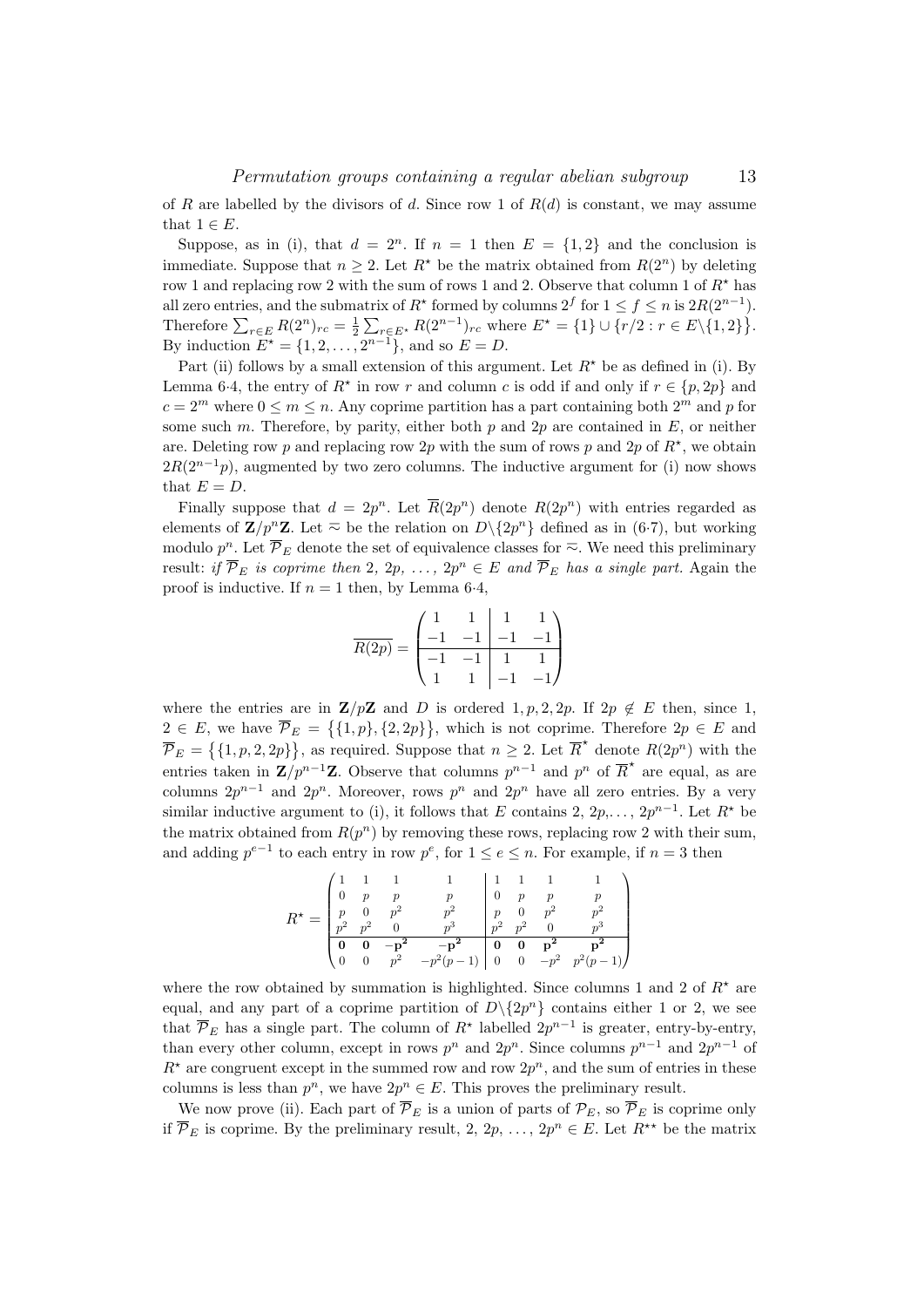of $R$ are labelled by the divisors of $d$. Since row 1 of $R(d)$ is constant, we may assume that $1 \in E$.

Suppose, as in (i), that $d = 2^n$. If $n = 1$ then $E = \{1, 2\}$ and the conclusion is immediate. Suppose that $n \geq 2$. Let $R^\star$ be the matrix obtained from $R(2^n)$ by deleting row 1 and replacing row 2 with the sum of rows 1 and 2. Observe that column 1 of $R^\star$ has all zero entries, and the submatrix of $R^\star$ formed by columns $2^f$ for $1 \leq f \leq n$ is $2R(2^{n-1})$. Therefore $\sum_{r \in E} R(2^n)_{rc} = \frac{1}{2} \sum_{r \in E^\star} R(2^{n-1})_{rc}$ where $E^\star = \{1\} \cup \{r/2 : r \in E \backslash \{1, 2\}\}$. By induction $E^\star = \{1, 2, \ldots, 2^{n-1}\}$, and so $E = D$.

Part (ii) follows by a small extension of this argument. Let $R^\star$ be as defined in (i). By Lemma 6·4, the entry of $R^\star$ in row $r$ and column $c$ is odd if and only if $r \in \{p, 2p\}$ and $c = 2^m$ where $0 \leq m \leq n$. Any coprime partition has a part containing both $2^m$ and $p$ for some such $m$. Therefore, by parity, either both $p$ and $2p$ are contained in $E$, or neither are. Deleting row $p$ and replacing row $2p$ with the sum of rows $p$ and $2p$ of $R^\star$, we obtain $2R(2^{n-1}p)$, augmented by two zero columns. The inductive argument for (i) now shows that $E = D$.

Finally suppose that $d = 2p^n$. Let $\overline{R}(2p^n)$ denote $R(2p^n)$ with entries regarded as elements of $\mathbf{Z}/p^n\mathbf{Z}$. Let $\overline{\approx}$ be the relation on $D \backslash \{2p^n\}$ defined as in (6·7), but working modulo $p^n$. Let $\overline{\mathcal{P}}_E$ denote the set of equivalence classes for $\overline{\approx}$. We need this preliminary result: *if $\overline{\mathcal{P}}_E$ is coprime then $2$, $2p$, $\ldots$, $2p^n \in E$ and $\overline{\mathcal{P}}_E$ has a single part.* Again the proof is inductive. If $n = 1$ then, by Lemma 6·4,

$$\overline{R(2p)} = \left(\begin{array}{cc|cc} 1 & 1 & 1 & 1 \\ -1 & -1 & -1 & -1 \\ \hline -1 & -1 & 1 & 1 \\ 1 & 1 & -1 & -1 \end{array}\right)$$

where the entries are in $\mathbf{Z}/p\mathbf{Z}$ and $D$ is ordered $1, p, 2, 2p$. If $2p \notin E$ then, since $1$, $2 \in E$, we have $\overline{\mathcal{P}}_E = \big\{\{1, p\}, \{2, 2p\}\big\}$, which is not coprime. Therefore $2p \in E$ and $\overline{\mathcal{P}}_E = \big\{\{1, p, 2, 2p\}\big\}$, as required. Suppose that $n \geq 2$. Let $\overline{R}^\star$ denote $R(2p^n)$ with the entries taken in $\mathbf{Z}/p^{n-1}\mathbf{Z}$. Observe that columns $p^{n-1}$ and $p^n$ of $\overline{R}^\star$ are equal, as are columns $2p^{n-1}$ and $2p^n$. Moreover, rows $p^n$ and $2p^n$ have all zero entries. By a very similar inductive argument to (i), it follows that $E$ contains $2$, $2p, \ldots, 2p^{n-1}$. Let $R^\star$ be the matrix obtained from $R(p^n)$ by removing these rows, replacing row 2 with their sum, and adding $p^{e-1}$ to each entry in row $p^e$, for $1 \leq e \leq n$. For example, if $n = 3$ then

$$R^\star = \left(\begin{array}{cccc|cccc} 1 & 1 & 1 & 1 & 1 & 1 & 1 & 1 \\ 0 & p & p & p & 0 & p & p & p \\ p & 0 & p^2 & p^2 & p & 0 & p^2 & p^2 \\ p^2 & p^2 & 0 & p^3 & p^2 & p^2 & 0 & p^3 \\ \hline \mathbf{0} & \mathbf{0} & \mathbf{-p^2} & \mathbf{-p^2} & \mathbf{0} & \mathbf{0} & \mathbf{p^2} & \mathbf{p^2} \\ 0 & 0 & p^2 & -p^2(p-1) & 0 & 0 & -p^2 & p^2(p-1) \end{array}\right)$$

where the row obtained by summation is highlighted. Since columns 1 and 2 of $R^\star$ are equal, and any part of a coprime partition of $D \backslash \{2p^n\}$ contains either 1 or 2, we see that $\overline{\mathcal{P}}_E$ has a single part. The column of $R^\star$ labelled $2p^{n-1}$ is greater, entry-by-entry, than every other column, except in rows $p^n$ and $2p^n$. Since columns $p^{n-1}$ and $2p^{n-1}$ of $R^\star$ are congruent except in the summed row and row $2p^n$, and the sum of entries in these columns is less than $p^n$, we have $2p^n \in E$. This proves the preliminary result.

We now prove (ii). Each part of $\overline{\mathcal{P}}_E$ is a union of parts of $\mathcal{P}_E$, so $\overline{\mathcal{P}}_E$ is coprime only if $\overline{\mathcal{P}}_E$ is coprime. By the preliminary result, $2$, $2p$, $\ldots$, $2p^n \in E$. Let $R^{\star\star}$ be the matrix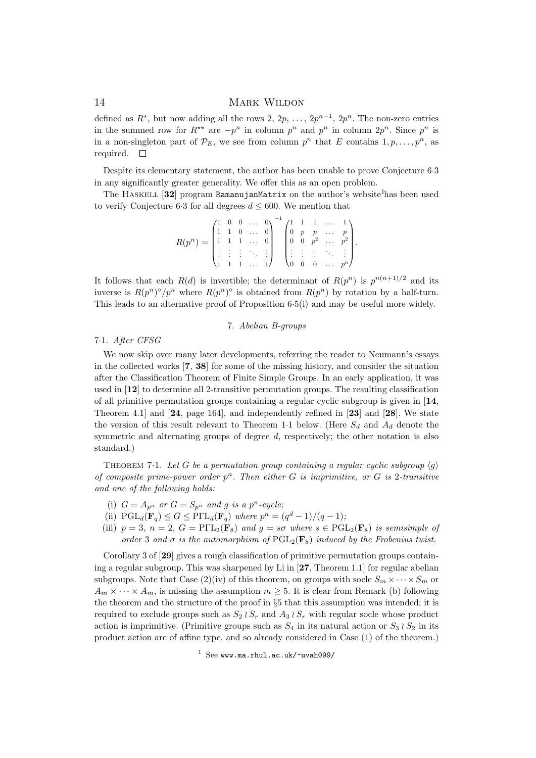defined as $R^\star$, but now adding all the rows $2, 2p, \ldots, 2p^{n-1}, 2p^n$. The non-zero entries in the summed row for $R^{\star\star}$ are $-p^n$ in column $p^n$ and $p^n$ in column $2p^n$. Since $p^n$ is in a non-singleton part of $\mathcal{P}_E$, we see from column $p^n$ that $E$ contains $1, p, \ldots, p^n$, as required. □

Despite its elementary statement, the author has been unable to prove Conjecture 6·3 in any significantly greater generality. We offer this as an open problem.

The Haskell [**32**] program `RamanujanMatrix` on the author's website[1] has been used to verify Conjecture 6·3 for all degrees $d \le 600$. We mention that

$$R(p^n) = \begin{pmatrix} 1 & 0 & 0 & \ldots & 0 \\ 1 & 1 & 0 & \ldots & 0 \\ 1 & 1 & 1 & \ldots & 0 \\ \vdots & \vdots & \vdots & \ddots & \vdots \\ 1 & 1 & 1 & \ldots & 1 \end{pmatrix}^{-1} \begin{pmatrix} 1 & 1 & 1 & \ldots & 1 \\ 0 & p & p & \ldots & p \\ 0 & 0 & p^2 & \ldots & p^2 \\ \vdots & \vdots & \vdots & \ddots & \vdots \\ 0 & 0 & 0 & \ldots & p^n \end{pmatrix}.$$

It follows that each $R(d)$ is invertible; the determinant of $R(p^n)$ is $p^{n(n+1)/2}$ and its inverse is $R(p^n)^\circ/p^n$ where $R(p^n)^\circ$ is obtained from $R(p^n)$ by rotation by a half-turn. This leads to an alternative proof of Proposition 6·5(i) and may be useful more widely.

## 7. *Abelian B-groups*

### 7·1. *After CFSG*

We now skip over many later developments, referring the reader to Neumann's essays in the collected works [**7**, **38**] for some of the missing history, and consider the situation after the Classification Theorem of Finite Simple Groups. In an early application, it was used in [**12**] to determine all 2-transitive permutation groups. The resulting classification of all primitive permutation groups containing a regular cyclic subgroup is given in [**14**, Theorem 4.1] and [**24**, page 164], and independently refined in [**23**] and [**28**]. We state the version of this result relevant to Theorem 1·1 below. (Here $S_d$ and $A_d$ denote the symmetric and alternating groups of degree $d$, respectively; the other notation is also standard.)

Theorem 7·1. *Let $G$ be a permutation group containing a regular cyclic subgroup $\langle g\rangle$ of composite prime-power order $p^n$. Then either $G$ is imprimitive, or $G$ is 2-transitive and one of the following holds:*

(i) *$G = A_{p^n}$ or $G = S_{p^n}$ and $g$ is a $p^n$-cycle;*
(ii) *$\mathrm{PGL}_d(\mathbf{F}_q) \le G \le \mathrm{P\Gamma L}_d(\mathbf{F}_q)$ where $p^n = (q^d-1)/(q-1)$;*
(iii) *$p = 3$, $n = 2$, $G = \mathrm{P\Gamma L}_2(\mathbf{F}_8)$ and $g = s\sigma$ where $s \in \mathrm{PGL}_2(\mathbf{F}_8)$ is semisimple of order 3 and $\sigma$ is the automorphism of $\mathrm{PGL}_2(\mathbf{F}_8)$ induced by the Frobenius twist.*

Corollary 3 of [**29**] gives a rough classification of primitive permutation groups containing a regular subgroup. This was sharpened by Li in [**27**, Theorem 1.1] for regular abelian subgroups. Note that Case (2)(iv) of this theorem, on groups with socle $S_m \times \cdots \times S_m$ or $A_m \times \cdots \times A_m$, is missing the assumption $m \ge 5$. It is clear from Remark (b) following the theorem and the structure of the proof in §5 that this assumption was intended; it is required to exclude groups such as $S_2 \wr S_r$ and $A_3 \wr S_r$ with regular socle whose product action is imprimitive. (Primitive groups such as $S_4$ in its natural action or $S_3 \wr S_2$ in its product action are of affine type, and so already considered in Case (1) of the theorem.)

[1] See `www.ma.rhul.ac.uk/~uvah099/`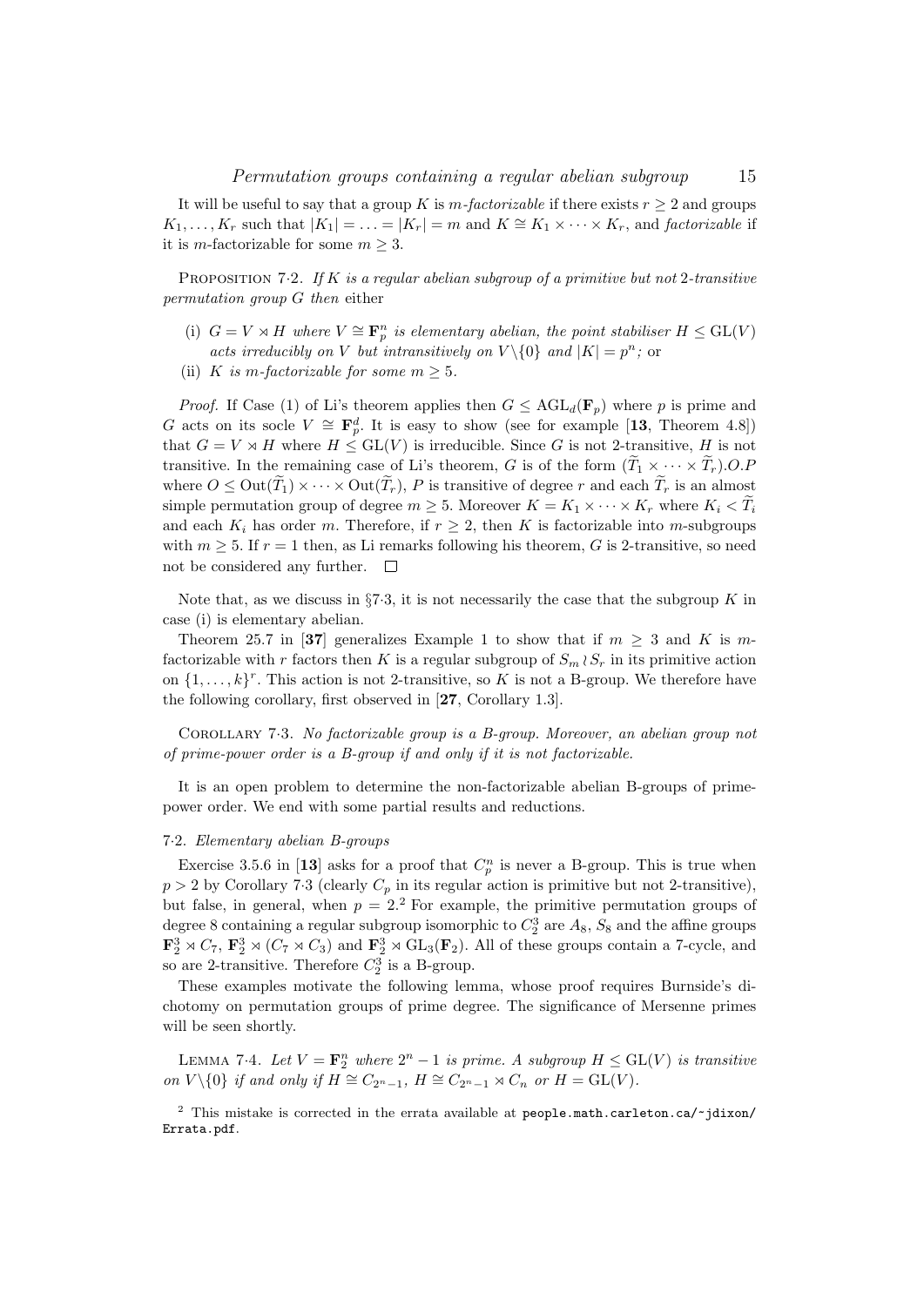It will be useful to say that a group $K$ is *$m$-factorizable* if there exists $r \geq 2$ and groups $K_1, \ldots, K_r$ such that $|K_1| = \ldots = |K_r| = m$ and $K \cong K_1 \times \cdots \times K_r$, and *factorizable* if it is $m$-factorizable for some $m \geq 3$.

PROPOSITION 7·2. *If $K$ is a regular abelian subgroup of a primitive but not 2-transitive permutation group $G$ then* either

(i) *$G = V \rtimes H$ where $V \cong \mathbf{F}_p^n$ is elementary abelian, the point stabiliser $H \leq \mathrm{GL}(V)$ acts irreducibly on $V$ but intransitively on $V \backslash \{0\}$ and $|K| = p^n$;* or

(ii) *$K$ is $m$-factorizable for some $m \geq 5$.*

*Proof.* If Case (1) of Li's theorem applies then $G \leq \mathrm{AGL}_d(\mathbf{F}_p)$ where $p$ is prime and $G$ acts on its socle $V \cong \mathbf{F}_p^d$. It is easy to show (see for example [**13**, Theorem 4.8]) that $G = V \rtimes H$ where $H \leq \mathrm{GL}(V)$ is irreducible. Since $G$ is not 2-transitive, $H$ is not transitive. In the remaining case of Li's theorem, $G$ is of the form $(\widetilde{T}_1 \times \cdots \times \widetilde{T}_r).O.P$ where $O \leq \mathrm{Out}(\widetilde{T}_1) \times \cdots \times \mathrm{Out}(\widetilde{T}_r)$, $P$ is transitive of degree $r$ and each $\widetilde{T}_r$ is an almost simple permutation group of degree $m \geq 5$. Moreover $K = K_1 \times \cdots \times K_r$ where $K_i < \widetilde{T}_i$ and each $K_i$ has order $m$. Therefore, if $r \geq 2$, then $K$ is factorizable into $m$-subgroups with $m \geq 5$. If $r = 1$ then, as Li remarks following his theorem, $G$ is 2-transitive, so need not be considered any further. □

Note that, as we discuss in §7·3, it is not necessarily the case that the subgroup $K$ in case (i) is elementary abelian.

Theorem 25.7 in [**37**] generalizes Example 1 to show that if $m \geq 3$ and $K$ is $m$-factorizable with $r$ factors then $K$ is a regular subgroup of $S_m \wr S_r$ in its primitive action on $\{1, \ldots, k\}^r$. This action is not 2-transitive, so $K$ is not a B-group. We therefore have the following corollary, first observed in [**27**, Corollary 1.3].

COROLLARY 7·3. *No factorizable group is a B-group. Moreover, an abelian group not of prime-power order is a B-group if and only if it is not factorizable.*

It is an open problem to determine the non-factorizable abelian B-groups of prime-power order. We end with some partial results and reductions.

### 7·2. *Elementary abelian B-groups*

Exercise 3.5.6 in [**13**] asks for a proof that $C_p^n$ is never a B-group. This is true when $p > 2$ by Corollary 7·3 (clearly $C_p$ in its regular action is primitive but not 2-transitive), but false, in general, when $p = 2$.[2] For example, the primitive permutation groups of degree 8 containing a regular subgroup isomorphic to $C_2^3$ are $A_8$, $S_8$ and the affine groups $\mathbf{F}_2^3 \rtimes C_7$, $\mathbf{F}_2^3 \rtimes (C_7 \rtimes C_3)$ and $\mathbf{F}_2^3 \rtimes \mathrm{GL}_3(\mathbf{F}_2)$. All of these groups contain a 7-cycle, and so are 2-transitive. Therefore $C_2^3$ is a B-group.

These examples motivate the following lemma, whose proof requires Burnside's dichotomy on permutation groups of prime degree. The significance of Mersenne primes will be seen shortly.

LEMMA 7·4. *Let $V = \mathbf{F}_2^n$ where $2^n - 1$ is prime. A subgroup $H \leq \mathrm{GL}(V)$ is transitive on $V \backslash \{0\}$ if and only if $H \cong C_{2^n-1}$, $H \cong C_{2^n-1} \rtimes C_n$ or $H = \mathrm{GL}(V)$.*

[2] This mistake is corrected in the errata available at `people.math.carleton.ca/~jdixon/Errata.pdf`.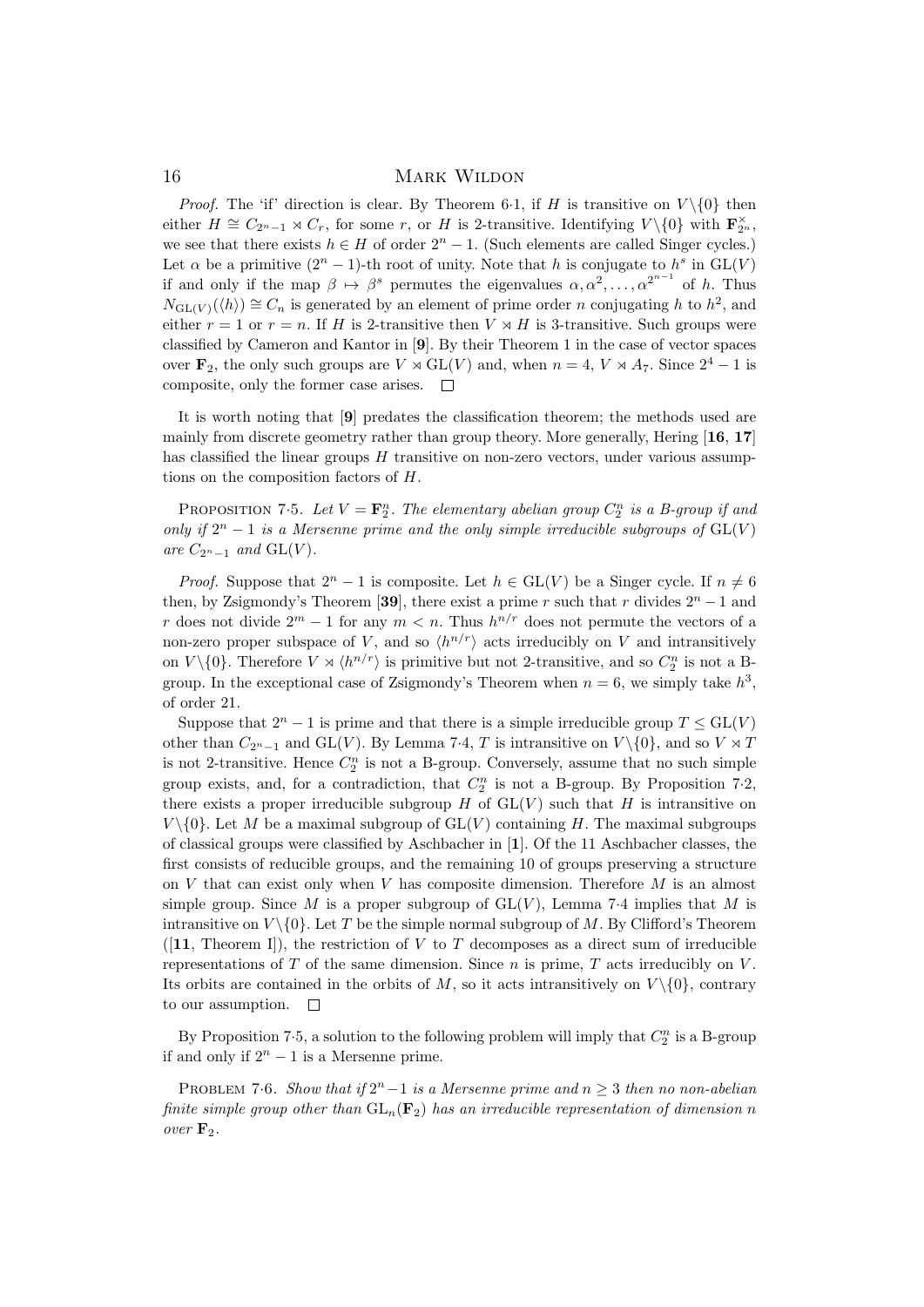*Proof.* The 'if' direction is clear. By Theorem 6·1, if $H$ is transitive on $V\backslash\{0\}$ then either $H \cong C_{2^n-1} \rtimes C_r$, for some $r$, or $H$ is 2-transitive. Identifying $V\backslash\{0\}$ with $\mathbf{F}_{2^n}^{\times}$, we see that there exists $h \in H$ of order $2^n - 1$. (Such elements are called Singer cycles.) Let $\alpha$ be a primitive $(2^n-1)$-th root of unity. Note that $h$ is conjugate to $h^s$ in $\mathrm{GL}(V)$ if and only if the map $\beta \mapsto \beta^s$ permutes the eigenvalues $\alpha, \alpha^2, \ldots, \alpha^{2^{n-1}}$ of $h$. Thus $N_{\mathrm{GL}(V)}(\langle h \rangle) \cong C_n$ is generated by an element of prime order $n$ conjugating $h$ to $h^2$, and either $r = 1$ or $r = n$. If $H$ is 2-transitive then $V \rtimes H$ is 3-transitive. Such groups were classified by Cameron and Kantor in [**9**]. By their Theorem 1 in the case of vector spaces over $\mathbf{F}_2$, the only such groups are $V \rtimes \mathrm{GL}(V)$ and, when $n = 4$, $V \rtimes A_7$. Since $2^4 - 1$ is composite, only the former case arises. $\square$

It is worth noting that [**9**] predates the classification theorem; the methods used are mainly from discrete geometry rather than group theory. More generally, Hering [**16**, **17**] has classified the linear groups $H$ transitive on non-zero vectors, under various assumptions on the composition factors of $H$.

Proposition 7·5. *Let $V = \mathbf{F}_2^n$. The elementary abelian group $C_2^n$ is a B-group if and only if $2^n - 1$ is a Mersenne prime and the only simple irreducible subgroups of $\mathrm{GL}(V)$ are $C_{2^n-1}$ and $\mathrm{GL}(V)$.*

*Proof.* Suppose that $2^n - 1$ is composite. Let $h \in \mathrm{GL}(V)$ be a Singer cycle. If $n \neq 6$ then, by Zsigmondy's Theorem [**39**], there exist a prime $r$ such that $r$ divides $2^n - 1$ and $r$ does not divide $2^m - 1$ for any $m < n$. Thus $h^{n/r}$ does not permute the vectors of a non-zero proper subspace of $V$, and so $\langle h^{n/r} \rangle$ acts irreducibly on $V$ and intransitively on $V\backslash\{0\}$. Therefore $V \rtimes \langle h^{n/r} \rangle$ is primitive but not 2-transitive, and so $C_2^n$ is not a B-group. In the exceptional case of Zsigmondy's Theorem when $n = 6$, we simply take $h^3$, of order 21.

Suppose that $2^n - 1$ is prime and that there is a simple irreducible group $T \leq \mathrm{GL}(V)$ other than $C_{2^n-1}$ and $\mathrm{GL}(V)$. By Lemma 7·4, $T$ is intransitive on $V\backslash\{0\}$, and so $V \rtimes T$ is not 2-transitive. Hence $C_2^n$ is not a B-group. Conversely, assume that no such simple group exists, and, for a contradiction, that $C_2^n$ is not a B-group. By Proposition 7·2, there exists a proper irreducible subgroup $H$ of $\mathrm{GL}(V)$ such that $H$ is intransitive on $V\backslash\{0\}$. Let $M$ be a maximal subgroup of $\mathrm{GL}(V)$ containing $H$. The maximal subgroups of classical groups were classified by Aschbacher in [**1**]. Of the 11 Aschbacher classes, the first consists of reducible groups, and the remaining 10 of groups preserving a structure on $V$ that can exist only when $V$ has composite dimension. Therefore $M$ is an almost simple group. Since $M$ is a proper subgroup of $\mathrm{GL}(V)$, Lemma 7·4 implies that $M$ is intransitive on $V\backslash\{0\}$. Let $T$ be the simple normal subgroup of $M$. By Clifford's Theorem ([**11**, Theorem I]), the restriction of $V$ to $T$ decomposes as a direct sum of irreducible representations of $T$ of the same dimension. Since $n$ is prime, $T$ acts irreducibly on $V$. Its orbits are contained in the orbits of $M$, so it acts intransitively on $V\backslash\{0\}$, contrary to our assumption. $\square$

By Proposition 7·5, a solution to the following problem will imply that $C_2^n$ is a B-group if and only if $2^n - 1$ is a Mersenne prime.

Problem 7·6. *Show that if $2^n-1$ is a Mersenne prime and $n \geq 3$ then no non-abelian finite simple group other than $\mathrm{GL}_n(\mathbf{F}_2)$ has an irreducible representation of dimension $n$ over $\mathbf{F}_2$.*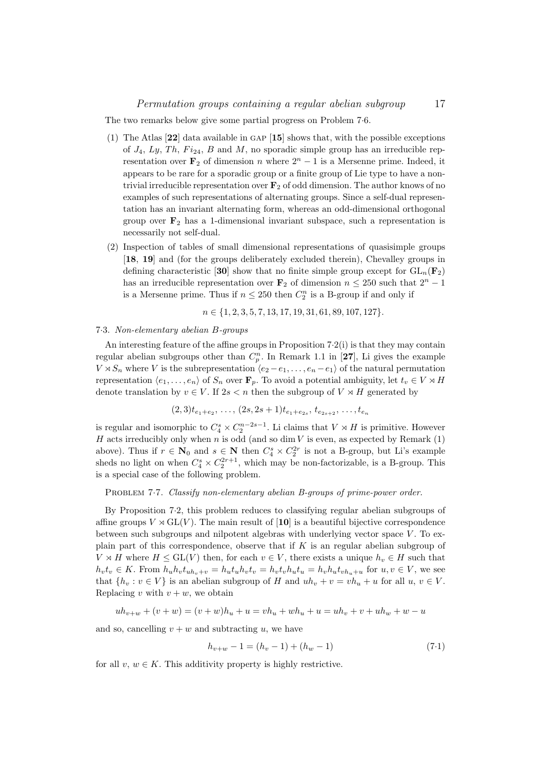The two remarks below give some partial progress on Problem 7·6.

(1) The Atlas [**22**] data available in GAP [**15**] shows that, with the possible exceptions of $J_4$, $Ly$, $Th$, $Fi_{24}$, $B$ and $M$, no sporadic simple group has an irreducible representation over $\mathbf{F}_2$ of dimension $n$ where $2^n - 1$ is a Mersenne prime. Indeed, it appears to be rare for a sporadic group or a finite group of Lie type to have a non-trivial irreducible representation over $\mathbf{F}_2$ of odd dimension. The author knows of no examples of such representations of alternating groups. Since a self-dual representation has an invariant alternating form, whereas an odd-dimensional orthogonal group over $\mathbf{F}_2$ has a 1-dimensional invariant subspace, such a representation is necessarily not self-dual.

(2) Inspection of tables of small dimensional representations of quasisimple groups [**18**, **19**] and (for the groups deliberately excluded therein), Chevalley groups in defining characteristic [**30**] show that no finite simple group except for $\mathrm{GL}_n(\mathbf{F}_2)$ has an irreducible representation over $\mathbf{F}_2$ of dimension $n \leq 250$ such that $2^n - 1$ is a Mersenne prime. Thus if $n \leq 250$ then $C_2^n$ is a B-group if and only if

$$n \in \{1, 2, 3, 5, 7, 13, 17, 19, 31, 61, 89, 107, 127\}.$$

7·3. *Non-elementary abelian B-groups*

An interesting feature of the affine groups in Proposition 7·2(i) is that they may contain regular abelian subgroups other than $C_p^n$. In Remark 1.1 in [**27**], Li gives the example $V \rtimes S_n$ where $V$ is the subrepresentation $\langle e_2 - e_1, \ldots, e_n - e_1 \rangle$ of the natural permutation representation $\langle e_1, \ldots, e_n \rangle$ of $S_n$ over $\mathbf{F}_p$. To avoid a potential ambiguity, let $t_v \in V \rtimes H$ denote translation by $v \in V$. If $2s < n$ then the subgroup of $V \rtimes H$ generated by

$$(2, 3)t_{e_1+e_2}, \ldots, (2s, 2s+1)t_{e_1+e_{2s}}, t_{e_{2s+2}}, \ldots, t_{e_n}$$

is regular and isomorphic to $C_4^s \times C_2^{n-2s-1}$. Li claims that $V \rtimes H$ is primitive. However $H$ acts irreducibly only when $n$ is odd (and so $\dim V$ is even, as expected by Remark (1) above). Thus if $r \in \mathbf{N}_0$ and $s \in \mathbf{N}$ then $C_4^s \times C_2^{2r}$ is not a B-group, but Li's example sheds no light on when $C_4^s \times C_2^{2r+1}$, which may be non-factorizable, is a B-group. This is a special case of the following problem.

PROBLEM 7·7. *Classify non-elementary abelian B-groups of prime-power order.*

By Proposition 7·2, this problem reduces to classifying regular abelian subgroups of affine groups $V \rtimes \mathrm{GL}(V)$. The main result of [**10**] is a beautiful bijective correspondence between such subgroups and nilpotent algebras with underlying vector space $V$. To explain part of this correspondence, observe that if $K$ is an regular abelian subgroup of $V \rtimes H$ where $H \leq \mathrm{GL}(V)$ then, for each $v \in V$, there exists a unique $h_v \in H$ such that $h_v t_v \in K$. From $h_u h_v t_{uh_v+v} = h_u t_u h_v t_v = h_v t_v h_u t_u = h_v h_u t_{vh_u+u}$ for $u, v \in V$, we see that $\{h_v : v \in V\}$ is an abelian subgroup of $H$ and $uh_v + v = vh_u + u$ for all $u$, $v \in V$. Replacing $v$ with $v + w$, we obtain

$$uh_{v+w} + (v + w) = (v + w)h_u + u = vh_u + wh_u + u = uh_v + v + uh_w + w - u$$

and so, cancelling $v + w$ and subtracting $u$, we have

$$h_{v+w} - 1 = (h_v - 1) + (h_w - 1) \tag{7·1}$$

for all $v$, $w \in K$. This additivity property is highly restrictive.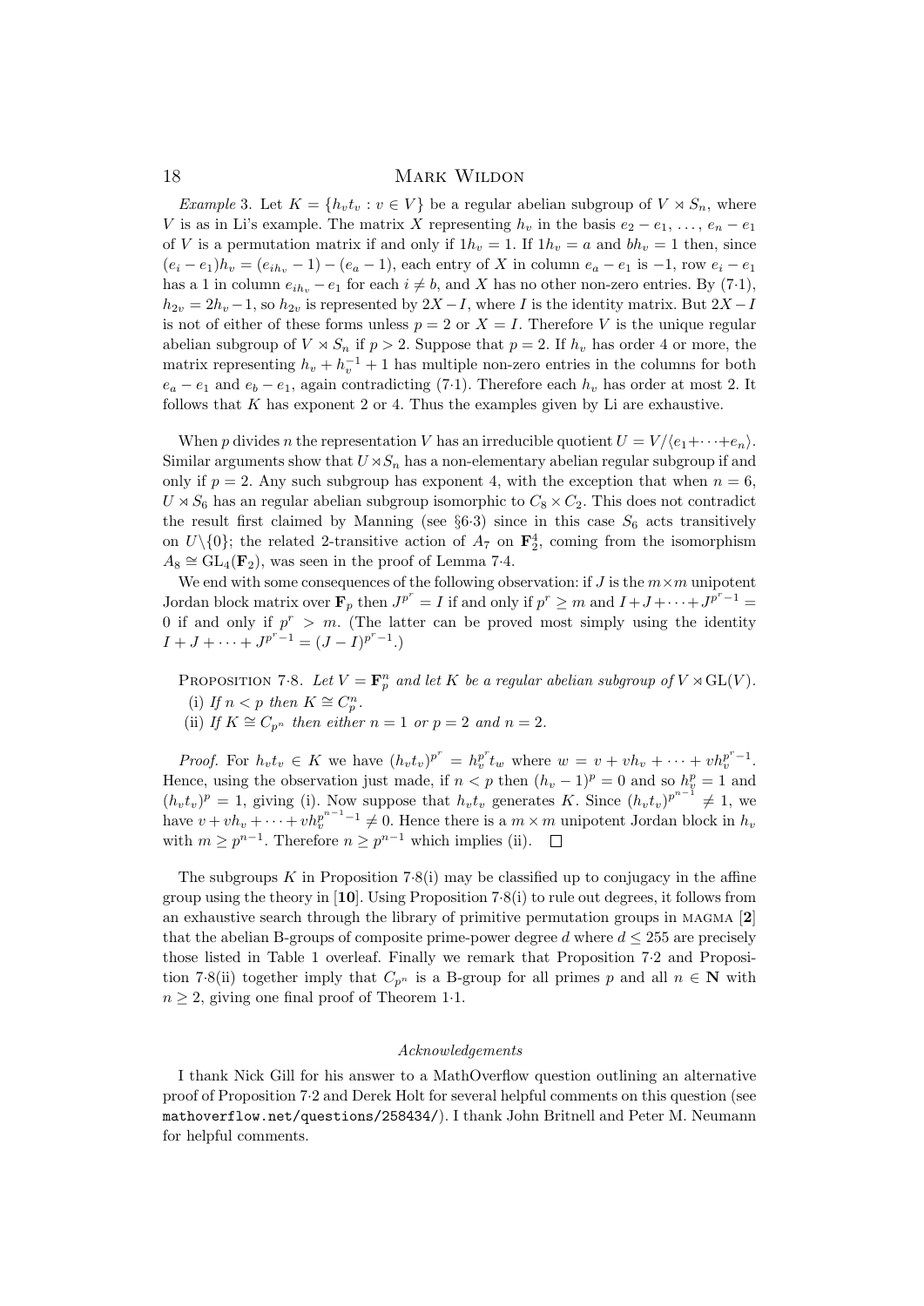*Example* 3. Let $K = \{h_v t_v : v \in V\}$ be a regular abelian subgroup of $V \rtimes S_n$, where $V$ is as in Li's example. The matrix $X$ representing $h_v$ in the basis $e_2 - e_1, \ldots, e_n - e_1$ of $V$ is a permutation matrix if and only if $1h_v = 1$. If $1h_v = a$ and $bh_v = 1$ then, since $(e_i - e_1)h_v = (e_{ih_v} - 1) - (e_a - 1)$, each entry of $X$ in column $e_a - e_1$ is $-1$, row $e_i - e_1$ has a 1 in column $e_{ih_v} - e_1$ for each $i \neq b$, and $X$ has no other non-zero entries. By (7·1), $h_{2v} = 2h_v - 1$, so $h_{2v}$ is represented by $2X - I$, where $I$ is the identity matrix. But $2X - I$ is not of either of these forms unless $p = 2$ or $X = I$. Therefore $V$ is the unique regular abelian subgroup of $V \rtimes S_n$ if $p > 2$. Suppose that $p = 2$. If $h_v$ has order 4 or more, the matrix representing $h_v + h_v^{-1} + 1$ has multiple non-zero entries in the columns for both $e_a - e_1$ and $e_b - e_1$, again contradicting (7·1). Therefore each $h_v$ has order at most 2. It follows that $K$ has exponent 2 or 4. Thus the examples given by Li are exhaustive.

When $p$ divides $n$ the representation $V$ has an irreducible quotient $U = V/\langle e_1 + \cdots + e_n \rangle$. Similar arguments show that $U \rtimes S_n$ has a non-elementary abelian regular subgroup if and only if $p = 2$. Any such subgroup has exponent 4, with the exception that when $n = 6$, $U \rtimes S_6$ has an regular abelian subgroup isomorphic to $C_8 \times C_2$. This does not contradict the result first claimed by Manning (see §6·3) since in this case $S_6$ acts transitively on $U \backslash \{0\}$; the related 2-transitive action of $A_7$ on $\mathbf{F}_2^4$, coming from the isomorphism $A_8 \cong \mathrm{GL}_4(\mathbf{F}_2)$, was seen in the proof of Lemma 7·4.

We end with some consequences of the following observation: if $J$ is the $m \times m$ unipotent Jordan block matrix over $\mathbf{F}_p$ then $J^{p^r} = I$ if and only if $p^r \geq m$ and $I + J + \cdots + J^{p^r - 1} = 0$ if and only if $p^r > m$. (The latter can be proved most simply using the identity $I + J + \cdots + J^{p^r-1} = (J - I)^{p^r - 1}$.)

Proposition 7·8. *Let $V = \mathbf{F}_p^n$ and let $K$ be a regular abelian subgroup of $V \rtimes \mathrm{GL}(V)$.*

(i) *If $n < p$ then $K \cong C_p^n$.*

(ii) *If $K \cong C_{p^n}$ then either $n = 1$ or $p = 2$ and $n = 2$.*

*Proof.* For $h_v t_v \in K$ we have $(h_v t_v)^{p^r} = h_v^{p^r} t_w$ where $w = v + vh_v + \cdots + vh_v^{p^r - 1}$. Hence, using the observation just made, if $n < p$ then $(h_v - 1)^p = 0$ and so $h_v^p = 1$ and $(h_v t_v)^p = 1$, giving (i). Now suppose that $h_v t_v$ generates $K$. Since $(h_v t_v)^{p^{n-1}} \neq 1$, we have $v + vh_v + \cdots + vh_v^{p^{n-1}-1} \neq 0$. Hence there is a $m \times m$ unipotent Jordan block in $h_v$ with $m \geq p^{n-1}$. Therefore $n \geq p^{n-1}$ which implies (ii). $\square$

The subgroups $K$ in Proposition 7·8(i) may be classified up to conjugacy in the affine group using the theory in [**10**]. Using Proposition 7·8(i) to rule out degrees, it follows from an exhaustive search through the library of primitive permutation groups in MAGMA [**2**] that the abelian B-groups of composite prime-power degree $d$ where $d \leq 255$ are precisely those listed in Table 1 overleaf. Finally we remark that Proposition 7·2 and Proposition 7·8(ii) together imply that $C_{p^n}$ is a B-group for all primes $p$ and all $n \in \mathbf{N}$ with $n \geq 2$, giving one final proof of Theorem 1·1.

*Acknowledgements*

I thank Nick Gill for his answer to a MathOverflow question outlining an alternative proof of Proposition 7·2 and Derek Holt for several helpful comments on this question (see `mathoverflow.net/questions/258434/`). I thank John Britnell and Peter M. Neumann for helpful comments.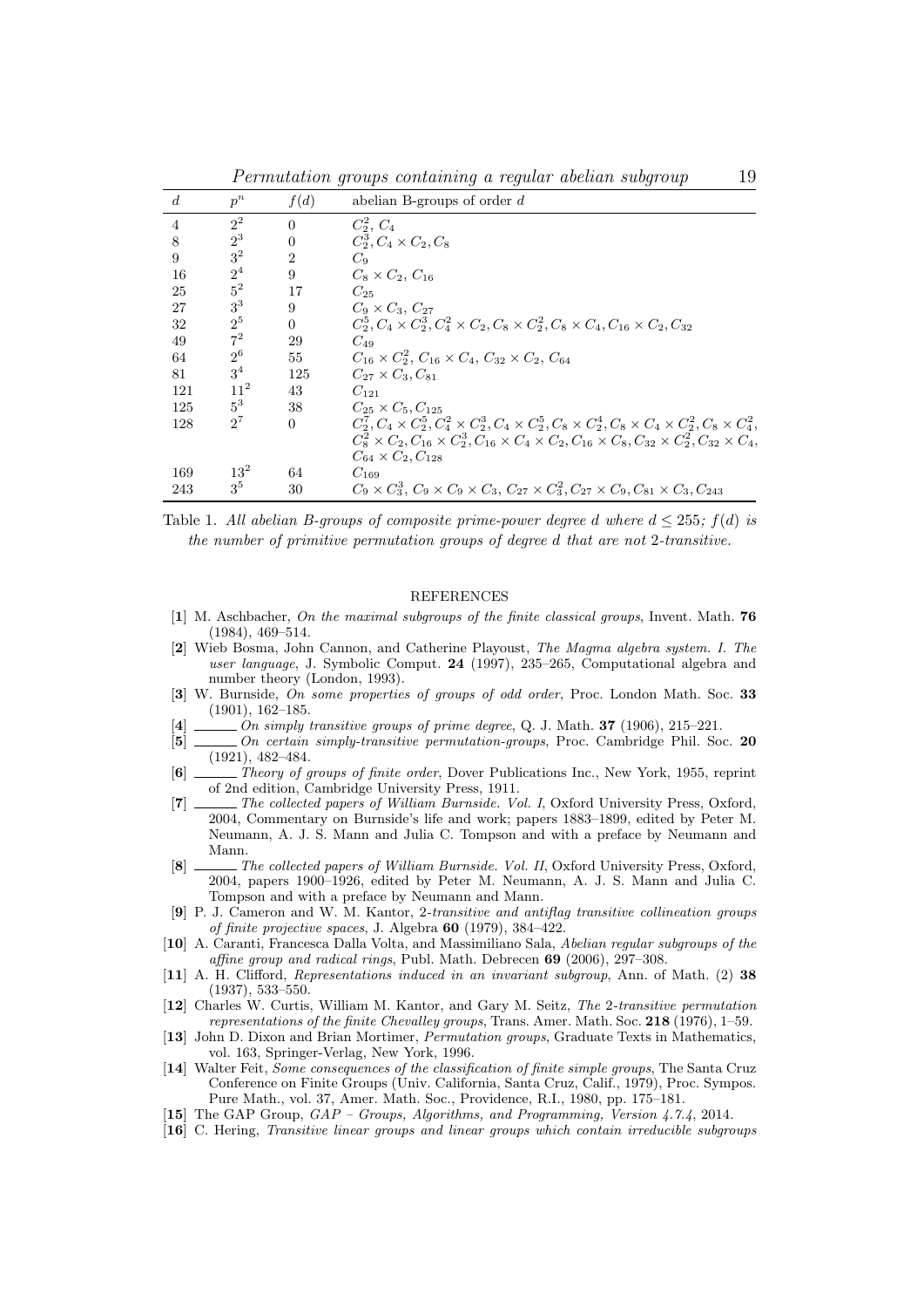| $d$ | $p^n$ | $f(d)$ | abelian B-groups of order $d$ |
|---|---|---|---|
| 4 | $2^2$ | 0 | $C_2^2$, $C_4$ |
| 8 | $2^3$ | 0 | $C_2^3, C_4 \times C_2, C_8$ |
| 9 | $3^2$ | 2 | $C_9$ |
| 16 | $2^4$ | 9 | $C_8 \times C_2$, $C_{16}$ |
| 25 | $5^2$ | 17 | $C_{25}$ |
| 27 | $3^3$ | 9 | $C_9 \times C_3$, $C_{27}$ |
| 32 | $2^5$ | 0 | $C_2^5, C_4 \times C_2^3, C_4^2 \times C_2, C_8 \times C_2^2, C_8 \times C_4, C_{16} \times C_2, C_{32}$ |
| 49 | $7^2$ | 29 | $C_{49}$ |
| 64 | $2^6$ | 55 | $C_{16} \times C_2^2$, $C_{16} \times C_4$, $C_{32} \times C_2$, $C_{64}$ |
| 81 | $3^4$ | 125 | $C_{27} \times C_3, C_{81}$ |
| 121 | $11^2$ | 43 | $C_{121}$ |
| 125 | $5^3$ | 38 | $C_{25} \times C_5, C_{125}$ |
| 128 | $2^7$ | 0 | $C_2^7, C_4 \times C_2^5, C_4^2 \times C_2^3, C_4 \times C_2^5, C_8 \times C_2^4, C_8 \times C_4 \times C_2^2, C_8 \times C_4^2,$ $C_8^2 \times C_2, C_{16} \times C_2^3, C_{16} \times C_4 \times C_2, C_{16} \times C_8, C_{32} \times C_2^2, C_{32} \times C_4,$ $C_{64} \times C_2, C_{128}$ |
| 169 | $13^2$ | 64 | $C_{169}$ |
| 243 | $3^5$ | 30 | $C_9 \times C_3^3$, $C_9 \times C_9 \times C_3$, $C_{27} \times C_3^2, C_{27} \times C_9, C_{81} \times C_3, C_{243}$ |

Table 1. *All abelian B-groups of composite prime-power degree d where $d \leq 255$; $f(d)$ is the number of primitive permutation groups of degree d that are not 2-transitive.*

## REFERENCES

[**1**] M. Aschbacher, *On the maximal subgroups of the finite classical groups*, Invent. Math. **76** (1984), 469–514.

[**2**] Wieb Bosma, John Cannon, and Catherine Playoust, *The Magma algebra system. I. The user language*, J. Symbolic Comput. **24** (1997), 235–265, Computational algebra and number theory (London, 1993).

[**3**] W. Burnside, *On some properties of groups of odd order*, Proc. London Math. Soc. **33** (1901), 162–185.

[**4**] ______ *On simply transitive groups of prime degree*, Q. J. Math. **37** (1906), 215–221.

[**5**] ______ *On certain simply-transitive permutation-groups*, Proc. Cambridge Phil. Soc. **20** (1921), 482–484.

[**6**] ______ *Theory of groups of finite order*, Dover Publications Inc., New York, 1955, reprint of 2nd edition, Cambridge University Press, 1911.

[**7**] ______ *The collected papers of William Burnside. Vol. I*, Oxford University Press, Oxford, 2004, Commentary on Burnside's life and work; papers 1883–1899, edited by Peter M. Neumann, A. J. S. Mann and Julia C. Tompson and with a preface by Neumann and Mann.

[**8**] ______ *The collected papers of William Burnside. Vol. II*, Oxford University Press, Oxford, 2004, papers 1900–1926, edited by Peter M. Neumann, A. J. S. Mann and Julia C. Tompson and with a preface by Neumann and Mann.

[**9**] P. J. Cameron and W. M. Kantor, *2-transitive and antiflag transitive collineation groups of finite projective spaces*, J. Algebra **60** (1979), 384–422.

[**10**] A. Caranti, Francesca Dalla Volta, and Massimiliano Sala, *Abelian regular subgroups of the affine group and radical rings*, Publ. Math. Debrecen **69** (2006), 297–308.

[**11**] A. H. Clifford, *Representations induced in an invariant subgroup*, Ann. of Math. (2) **38** (1937), 533–550.

[**12**] Charles W. Curtis, William M. Kantor, and Gary M. Seitz, *The 2-transitive permutation representations of the finite Chevalley groups*, Trans. Amer. Math. Soc. **218** (1976), 1–59.

[**13**] John D. Dixon and Brian Mortimer, *Permutation groups*, Graduate Texts in Mathematics, vol. 163, Springer-Verlag, New York, 1996.

[**14**] Walter Feit, *Some consequences of the classification of finite simple groups*, The Santa Cruz Conference on Finite Groups (Univ. California, Santa Cruz, Calif., 1979), Proc. Sympos. Pure Math., vol. 37, Amer. Math. Soc., Providence, R.I., 1980, pp. 175–181.

[**15**] The GAP Group, *GAP – Groups, Algorithms, and Programming, Version 4.7.4*, 2014.

[**16**] C. Hering, *Transitive linear groups and linear groups which contain irreducible subgroups*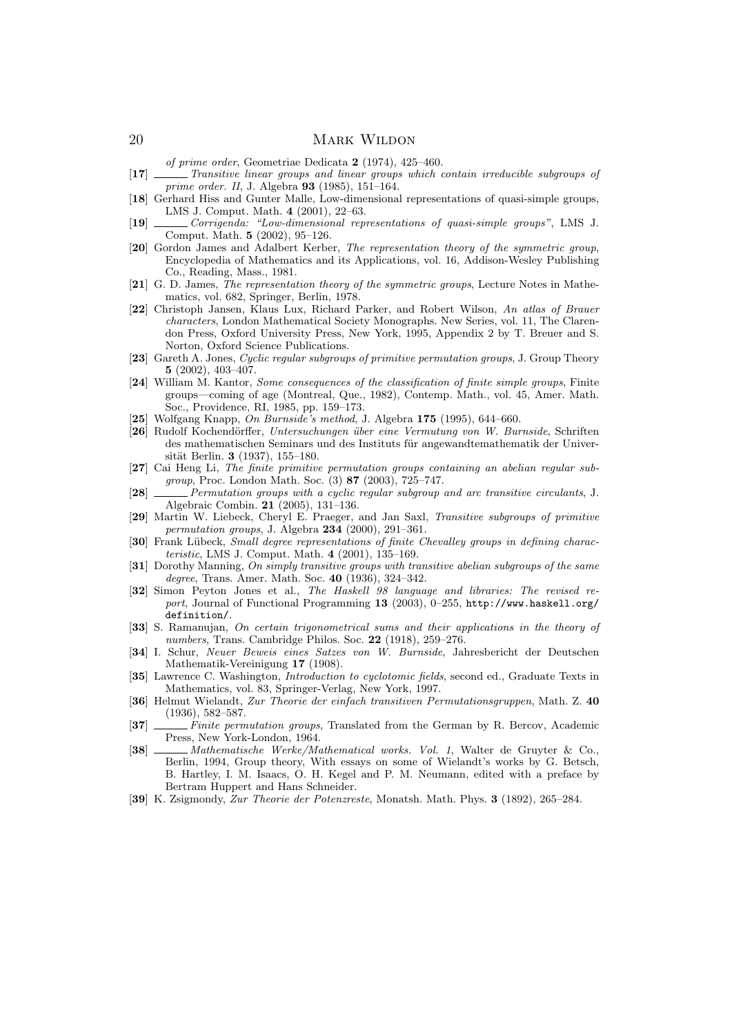*of prime order*, Geometriae Dedicata **2** (1974), 425–460.

[**17**] ______ *Transitive linear groups and linear groups which contain irreducible subgroups of prime order. II*, J. Algebra **93** (1985), 151–164.

[**18**] Gerhard Hiss and Gunter Malle, Low-dimensional representations of quasi-simple groups, LMS J. Comput. Math. **4** (2001), 22–63.

[**19**] ______ *Corrigenda: "Low-dimensional representations of quasi-simple groups"*, LMS J. Comput. Math. **5** (2002), 95–126.

[**20**] Gordon James and Adalbert Kerber, *The representation theory of the symmetric group*, Encyclopedia of Mathematics and its Applications, vol. 16, Addison-Wesley Publishing Co., Reading, Mass., 1981.

[**21**] G. D. James, *The representation theory of the symmetric groups*, Lecture Notes in Mathematics, vol. 682, Springer, Berlin, 1978.

[**22**] Christoph Jansen, Klaus Lux, Richard Parker, and Robert Wilson, *An atlas of Brauer characters*, London Mathematical Society Monographs. New Series, vol. 11, The Clarendon Press, Oxford University Press, New York, 1995, Appendix 2 by T. Breuer and S. Norton, Oxford Science Publications.

[**23**] Gareth A. Jones, *Cyclic regular subgroups of primitive permutation groups*, J. Group Theory **5** (2002), 403–407.

[**24**] William M. Kantor, *Some consequences of the classification of finite simple groups*, Finite groups—coming of age (Montreal, Que., 1982), Contemp. Math., vol. 45, Amer. Math. Soc., Providence, RI, 1985, pp. 159–173.

[**25**] Wolfgang Knapp, *On Burnside's method*, J. Algebra **175** (1995), 644–660.

[**26**] Rudolf Kochendörffer, *Untersuchungen über eine Vermutung von W. Burnside*, Schriften des mathematischen Seminars und des Instituts für angewandtemathematik der Universität Berlin. **3** (1937), 155–180.

[**27**] Cai Heng Li, *The finite primitive permutation groups containing an abelian regular subgroup*, Proc. London Math. Soc. (3) **87** (2003), 725–747.

[**28**] ______ *Permutation groups with a cyclic regular subgroup and arc transitive circulants*, J. Algebraic Combin. **21** (2005), 131–136.

[**29**] Martin W. Liebeck, Cheryl E. Praeger, and Jan Saxl, *Transitive subgroups of primitive permutation groups*, J. Algebra **234** (2000), 291–361.

[**30**] Frank Lübeck, *Small degree representations of finite Chevalley groups in defining characteristic*, LMS J. Comput. Math. **4** (2001), 135–169.

[**31**] Dorothy Manning, *On simply transitive groups with transitive abelian subgroups of the same degree*, Trans. Amer. Math. Soc. **40** (1936), 324–342.

[**32**] Simon Peyton Jones et al., *The Haskell 98 language and libraries: The revised report*, Journal of Functional Programming **13** (2003), 0–255, `http://www.haskell.org/definition/`.

[**33**] S. Ramanujan, *On certain trigonometrical sums and their applications in the theory of numbers*, Trans. Cambridge Philos. Soc. **22** (1918), 259–276.

[**34**] I. Schur, *Neuer Beweis eines Satzes von W. Burnside*, Jahresbericht der Deutschen Mathematik-Vereinigung **17** (1908).

[**35**] Lawrence C. Washington, *Introduction to cyclotomic fields*, second ed., Graduate Texts in Mathematics, vol. 83, Springer-Verlag, New York, 1997.

[**36**] Helmut Wielandt, *Zur Theorie der einfach transitiven Permutationsgruppen*, Math. Z. **40** (1936), 582–587.

[**37**] ______ *Finite permutation groups*, Translated from the German by R. Bercov, Academic Press, New York-London, 1964.

[**38**] ______ *Mathematische Werke/Mathematical works. Vol. 1*, Walter de Gruyter & Co., Berlin, 1994, Group theory, With essays on some of Wielandt's works by G. Betsch, B. Hartley, I. M. Isaacs, O. H. Kegel and P. M. Neumann, edited with a preface by Bertram Huppert and Hans Schneider.

[**39**] K. Zsigmondy, *Zur Theorie der Potenzreste*, Monatsh. Math. Phys. **3** (1892), 265–284.